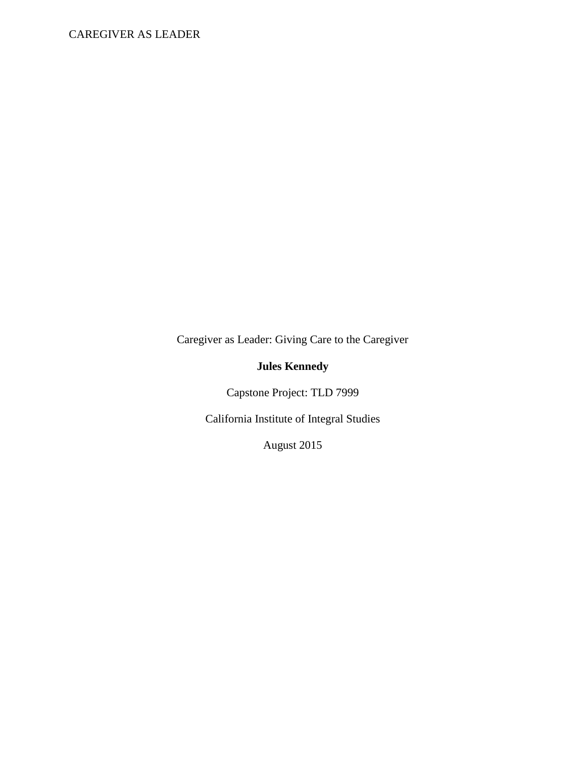Caregiver as Leader: Giving Care to the Caregiver

**Jules Kennedy**

Capstone Project: TLD 7999

California Institute of Integral Studies

August 2015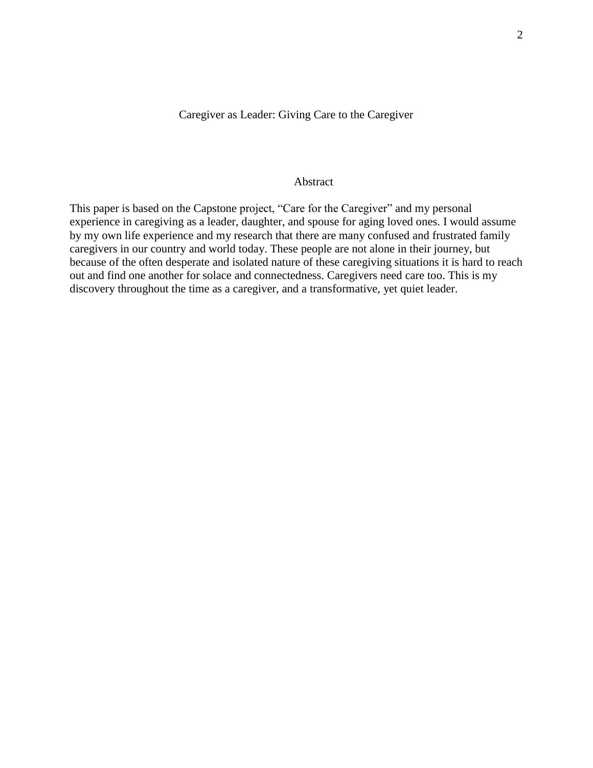# Caregiver as Leader: Giving Care to the Caregiver

## Abstract

This paper is based on the Capstone project, "Care for the Caregiver" and my personal experience in caregiving as a leader, daughter, and spouse for aging loved ones. I would assume by my own life experience and my research that there are many confused and frustrated family caregivers in our country and world today. These people are not alone in their journey, but because of the often desperate and isolated nature of these caregiving situations it is hard to reach out and find one another for solace and connectedness. Caregivers need care too. This is my discovery throughout the time as a caregiver, and a transformative, yet quiet leader.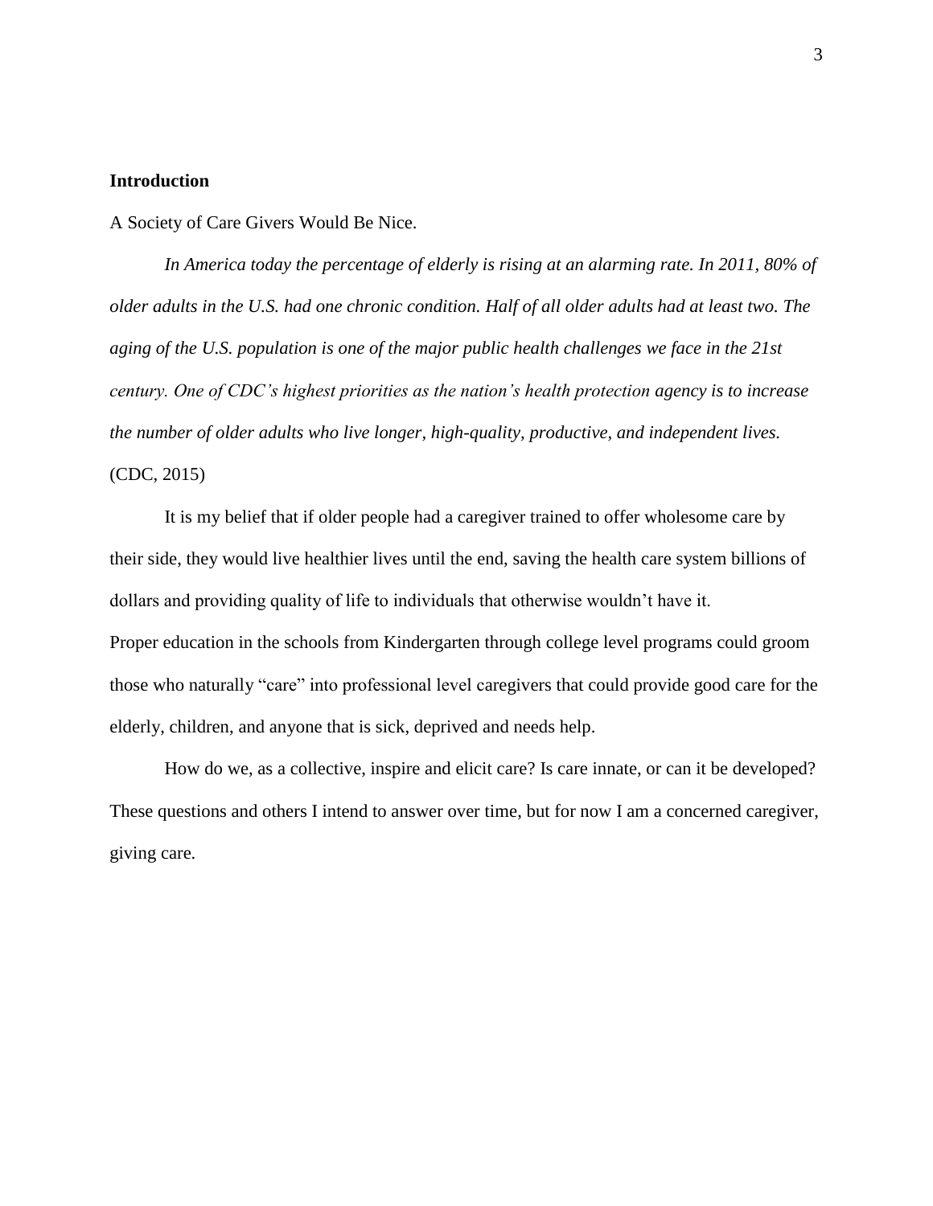## Introduction

A Society of Care Givers Would Be Nice.

*In America today the percentage of elderly is rising at an alarming rate. In 2011, 80% of older adults in the U.S. had one chronic condition. Half of all older adults had at least two. The aging of the U.S. population is one of the major public health challenges we face in the 21st century. One of CDC's highest priorities as the nation's health protection agency is to increase the number of older adults who live longer, high-quality, productive, and independent lives.* (CDC, 2015)

It is my belief that if older people had a caregiver trained to offer wholesome care by their side, they would live healthier lives until the end, saving the health care system billions of dollars and providing quality of life to individuals that otherwise wouldn't have it.
Proper education in the schools from Kindergarten through college level programs could groom those who naturally "care" into professional level caregivers that could provide good care for the elderly, children, and anyone that is sick, deprived and needs help.

How do we, as a collective, inspire and elicit care? Is care innate, or can it be developed? These questions and others I intend to answer over time, but for now I am a concerned caregiver, giving care.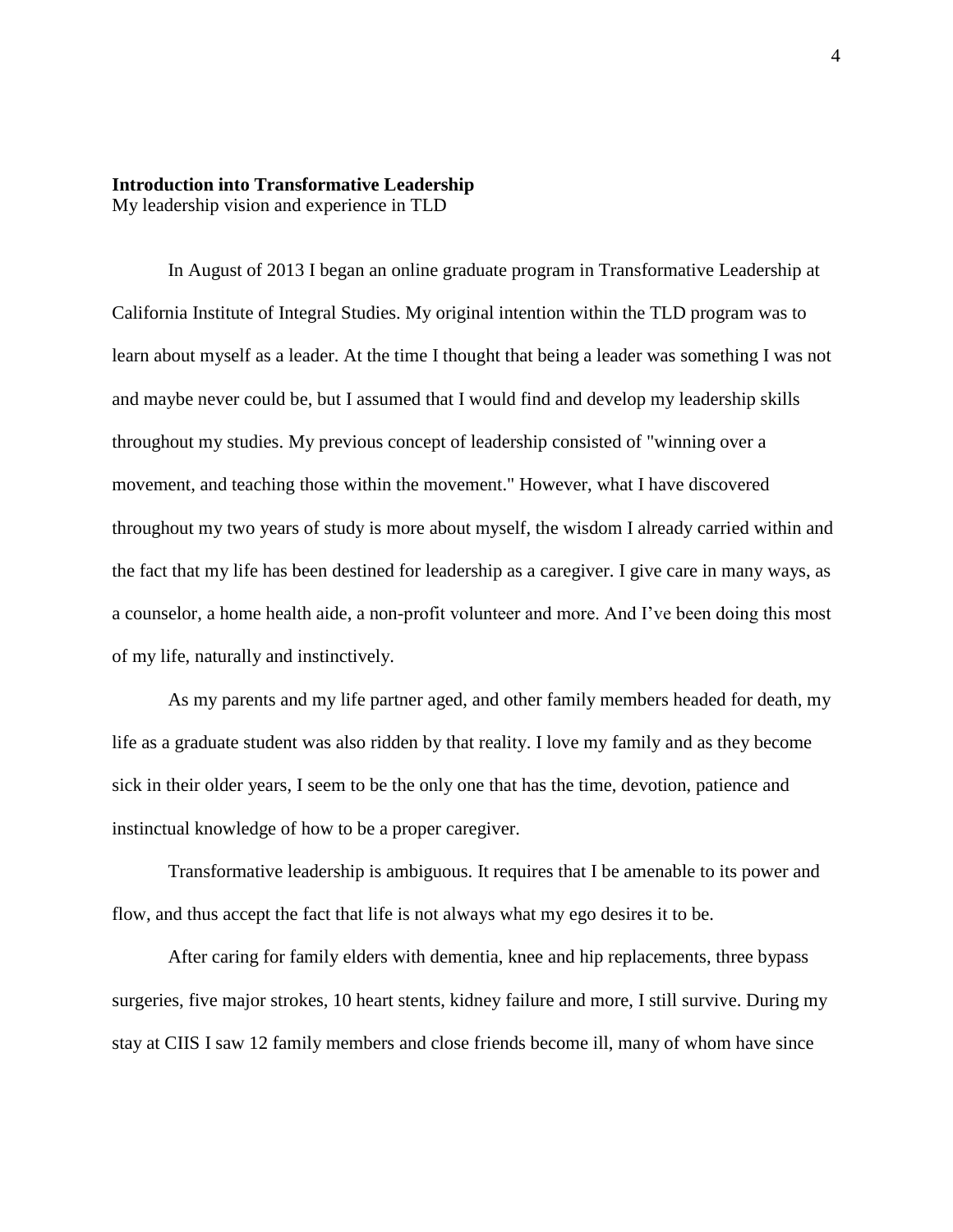## Introduction into Transformative Leadership

My leadership vision and experience in TLD

In August of 2013 I began an online graduate program in Transformative Leadership at California Institute of Integral Studies. My original intention within the TLD program was to learn about myself as a leader. At the time I thought that being a leader was something I was not and maybe never could be, but I assumed that I would find and develop my leadership skills throughout my studies. My previous concept of leadership consisted of "winning over a movement, and teaching those within the movement." However, what I have discovered throughout my two years of study is more about myself, the wisdom I already carried within and the fact that my life has been destined for leadership as a caregiver. I give care in many ways, as a counselor, a home health aide, a non-profit volunteer and more. And I've been doing this most of my life, naturally and instinctively.

As my parents and my life partner aged, and other family members headed for death, my life as a graduate student was also ridden by that reality. I love my family and as they become sick in their older years, I seem to be the only one that has the time, devotion, patience and instinctual knowledge of how to be a proper caregiver.

Transformative leadership is ambiguous. It requires that I be amenable to its power and flow, and thus accept the fact that life is not always what my ego desires it to be.

After caring for family elders with dementia, knee and hip replacements, three bypass surgeries, five major strokes, 10 heart stents, kidney failure and more, I still survive. During my stay at CIIS I saw 12 family members and close friends become ill, many of whom have since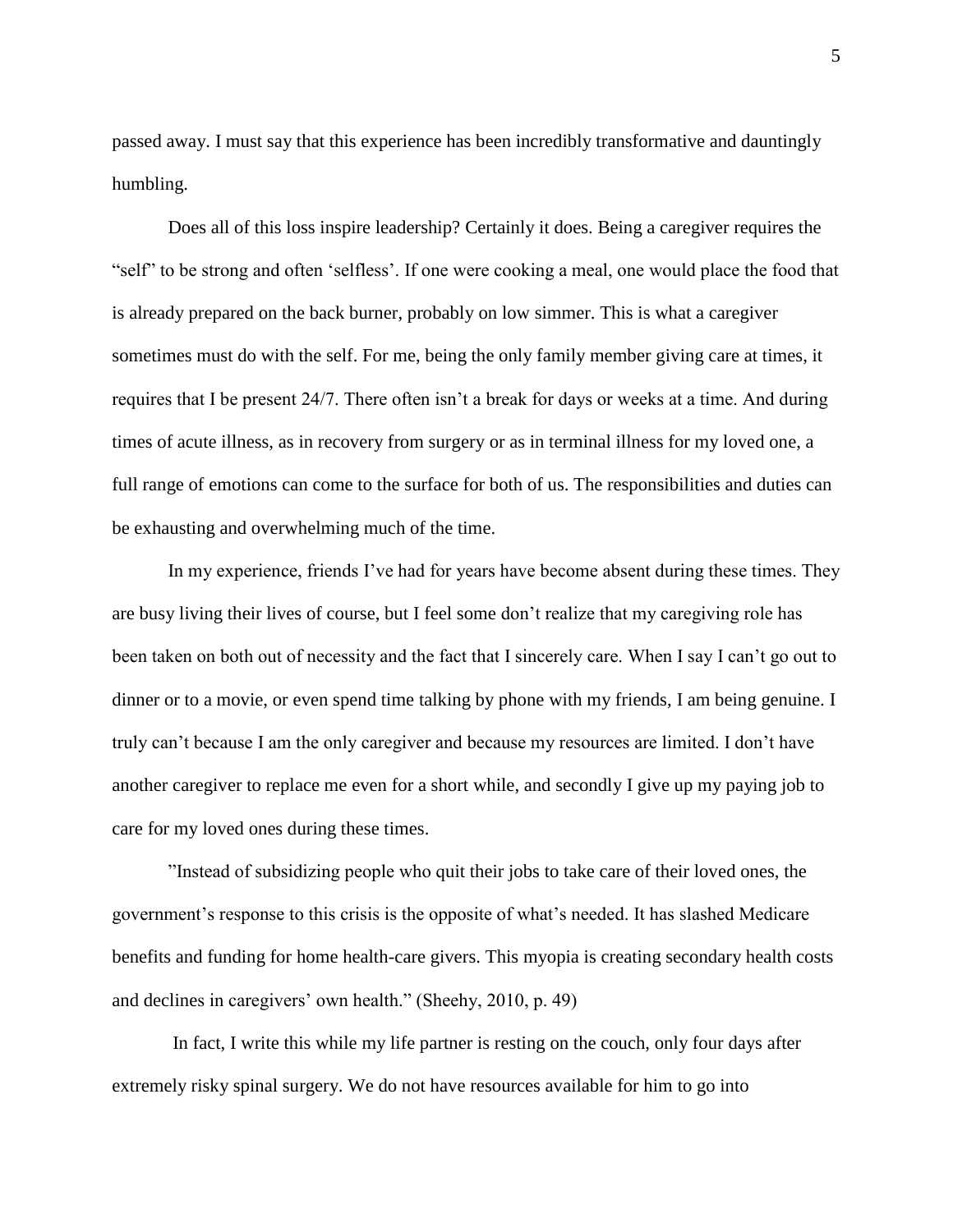passed away. I must say that this experience has been incredibly transformative and dauntingly humbling.

Does all of this loss inspire leadership? Certainly it does. Being a caregiver requires the "self" to be strong and often 'selfless'. If one were cooking a meal, one would place the food that is already prepared on the back burner, probably on low simmer. This is what a caregiver sometimes must do with the self. For me, being the only family member giving care at times, it requires that I be present 24/7. There often isn't a break for days or weeks at a time. And during times of acute illness, as in recovery from surgery or as in terminal illness for my loved one, a full range of emotions can come to the surface for both of us. The responsibilities and duties can be exhausting and overwhelming much of the time.

In my experience, friends I've had for years have become absent during these times. They are busy living their lives of course, but I feel some don't realize that my caregiving role has been taken on both out of necessity and the fact that I sincerely care. When I say I can't go out to dinner or to a movie, or even spend time talking by phone with my friends, I am being genuine. I truly can't because I am the only caregiver and because my resources are limited. I don't have another caregiver to replace me even for a short while, and secondly I give up my paying job to care for my loved ones during these times.

"Instead of subsidizing people who quit their jobs to take care of their loved ones, the government's response to this crisis is the opposite of what's needed. It has slashed Medicare benefits and funding for home health-care givers. This myopia is creating secondary health costs and declines in caregivers' own health." (Sheehy, 2010, p. 49)

In fact, I write this while my life partner is resting on the couch, only four days after extremely risky spinal surgery. We do not have resources available for him to go into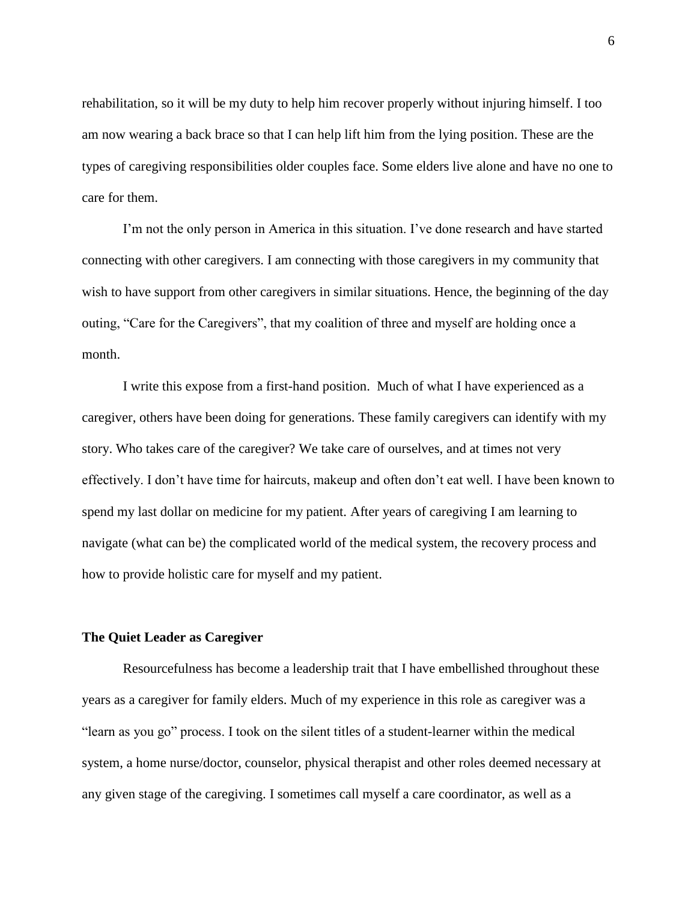rehabilitation, so it will be my duty to help him recover properly without injuring himself. I too am now wearing a back brace so that I can help lift him from the lying position. These are the types of caregiving responsibilities older couples face. Some elders live alone and have no one to care for them.

I'm not the only person in America in this situation. I've done research and have started connecting with other caregivers. I am connecting with those caregivers in my community that wish to have support from other caregivers in similar situations. Hence, the beginning of the day outing, "Care for the Caregivers", that my coalition of three and myself are holding once a month.

I write this expose from a first-hand position. Much of what I have experienced as a caregiver, others have been doing for generations. These family caregivers can identify with my story. Who takes care of the caregiver? We take care of ourselves, and at times not very effectively. I don't have time for haircuts, makeup and often don't eat well. I have been known to spend my last dollar on medicine for my patient. After years of caregiving I am learning to navigate (what can be) the complicated world of the medical system, the recovery process and how to provide holistic care for myself and my patient.

**The Quiet Leader as Caregiver**

Resourcefulness has become a leadership trait that I have embellished throughout these years as a caregiver for family elders. Much of my experience in this role as caregiver was a "learn as you go" process. I took on the silent titles of a student-learner within the medical system, a home nurse/doctor, counselor, physical therapist and other roles deemed necessary at any given stage of the caregiving. I sometimes call myself a care coordinator, as well as a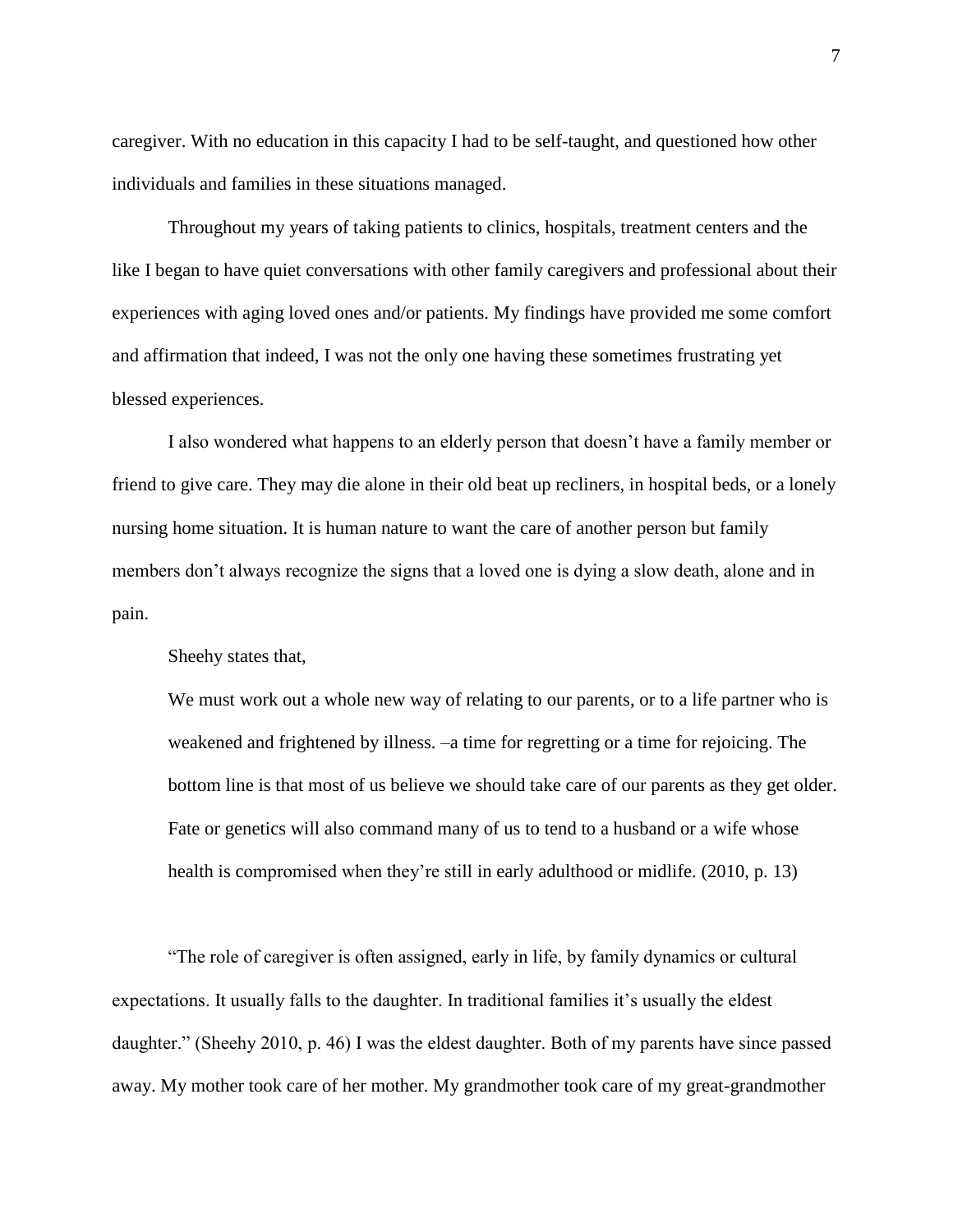caregiver. With no education in this capacity I had to be self-taught, and questioned how other individuals and families in these situations managed.

Throughout my years of taking patients to clinics, hospitals, treatment centers and the like I began to have quiet conversations with other family caregivers and professional about their experiences with aging loved ones and/or patients. My findings have provided me some comfort and affirmation that indeed, I was not the only one having these sometimes frustrating yet blessed experiences.

I also wondered what happens to an elderly person that doesn't have a family member or friend to give care. They may die alone in their old beat up recliners, in hospital beds, or a lonely nursing home situation. It is human nature to want the care of another person but family members don't always recognize the signs that a loved one is dying a slow death, alone and in pain.

Sheehy states that,

> We must work out a whole new way of relating to our parents, or to a life partner who is weakened and frightened by illness. –a time for regretting or a time for rejoicing. The bottom line is that most of us believe we should take care of our parents as they get older. Fate or genetics will also command many of us to tend to a husband or a wife whose health is compromised when they're still in early adulthood or midlife. (2010, p. 13)

"The role of caregiver is often assigned, early in life, by family dynamics or cultural expectations. It usually falls to the daughter. In traditional families it's usually the eldest daughter." (Sheehy 2010, p. 46) I was the eldest daughter. Both of my parents have since passed away. My mother took care of her mother. My grandmother took care of my great-grandmother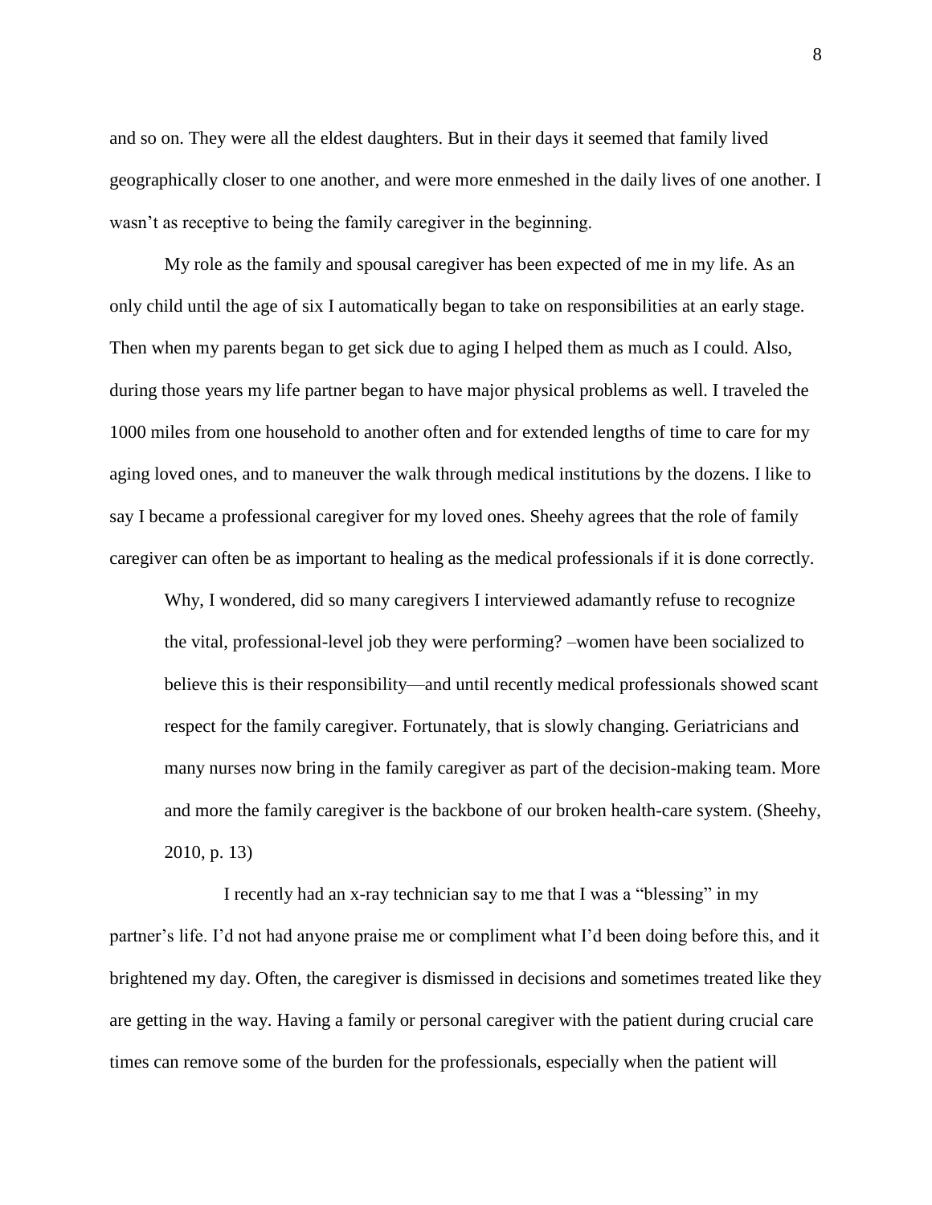and so on. They were all the eldest daughters. But in their days it seemed that family lived geographically closer to one another, and were more enmeshed in the daily lives of one another. I wasn't as receptive to being the family caregiver in the beginning.

My role as the family and spousal caregiver has been expected of me in my life. As an only child until the age of six I automatically began to take on responsibilities at an early stage. Then when my parents began to get sick due to aging I helped them as much as I could. Also, during those years my life partner began to have major physical problems as well. I traveled the 1000 miles from one household to another often and for extended lengths of time to care for my aging loved ones, and to maneuver the walk through medical institutions by the dozens. I like to say I became a professional caregiver for my loved ones. Sheehy agrees that the role of family caregiver can often be as important to healing as the medical professionals if it is done correctly.

> Why, I wondered, did so many caregivers I interviewed adamantly refuse to recognize the vital, professional-level job they were performing? –women have been socialized to believe this is their responsibility—and until recently medical professionals showed scant respect for the family caregiver. Fortunately, that is slowly changing. Geriatricians and many nurses now bring in the family caregiver as part of the decision-making team. More and more the family caregiver is the backbone of our broken health-care system. (Sheehy, 2010, p. 13)

I recently had an x-ray technician say to me that I was a "blessing" in my partner's life. I'd not had anyone praise me or compliment what I'd been doing before this, and it brightened my day. Often, the caregiver is dismissed in decisions and sometimes treated like they are getting in the way. Having a family or personal caregiver with the patient during crucial care times can remove some of the burden for the professionals, especially when the patient will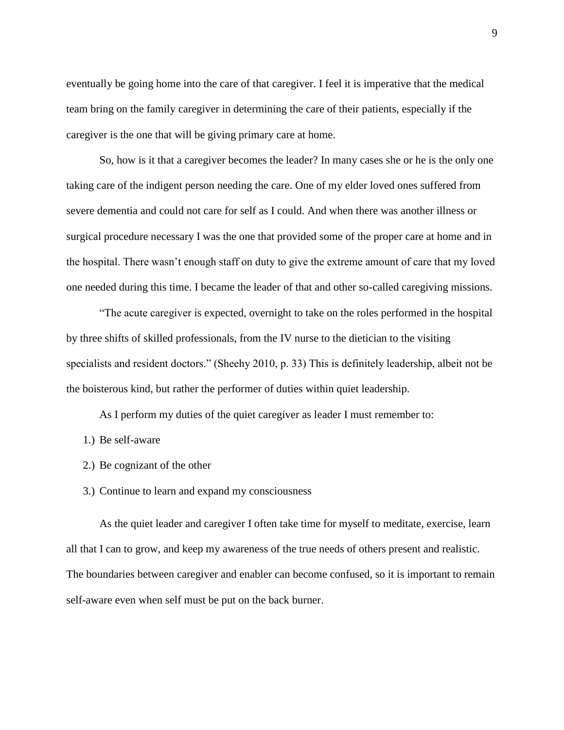eventually be going home into the care of that caregiver. I feel it is imperative that the medical team bring on the family caregiver in determining the care of their patients, especially if the caregiver is the one that will be giving primary care at home.

So, how is it that a caregiver becomes the leader? In many cases she or he is the only one taking care of the indigent person needing the care. One of my elder loved ones suffered from severe dementia and could not care for self as I could. And when there was another illness or surgical procedure necessary I was the one that provided some of the proper care at home and in the hospital. There wasn't enough staff on duty to give the extreme amount of care that my loved one needed during this time. I became the leader of that and other so-called caregiving missions.

"The acute caregiver is expected, overnight to take on the roles performed in the hospital by three shifts of skilled professionals, from the IV nurse to the dietician to the visiting specialists and resident doctors." (Sheehy 2010, p. 33) This is definitely leadership, albeit not be the boisterous kind, but rather the performer of duties within quiet leadership.

As I perform my duties of the quiet caregiver as leader I must remember to:

1.) Be self-aware
2.) Be cognizant of the other
3.) Continue to learn and expand my consciousness

As the quiet leader and caregiver I often take time for myself to meditate, exercise, learn all that I can to grow, and keep my awareness of the true needs of others present and realistic. The boundaries between caregiver and enabler can become confused, so it is important to remain self-aware even when self must be put on the back burner.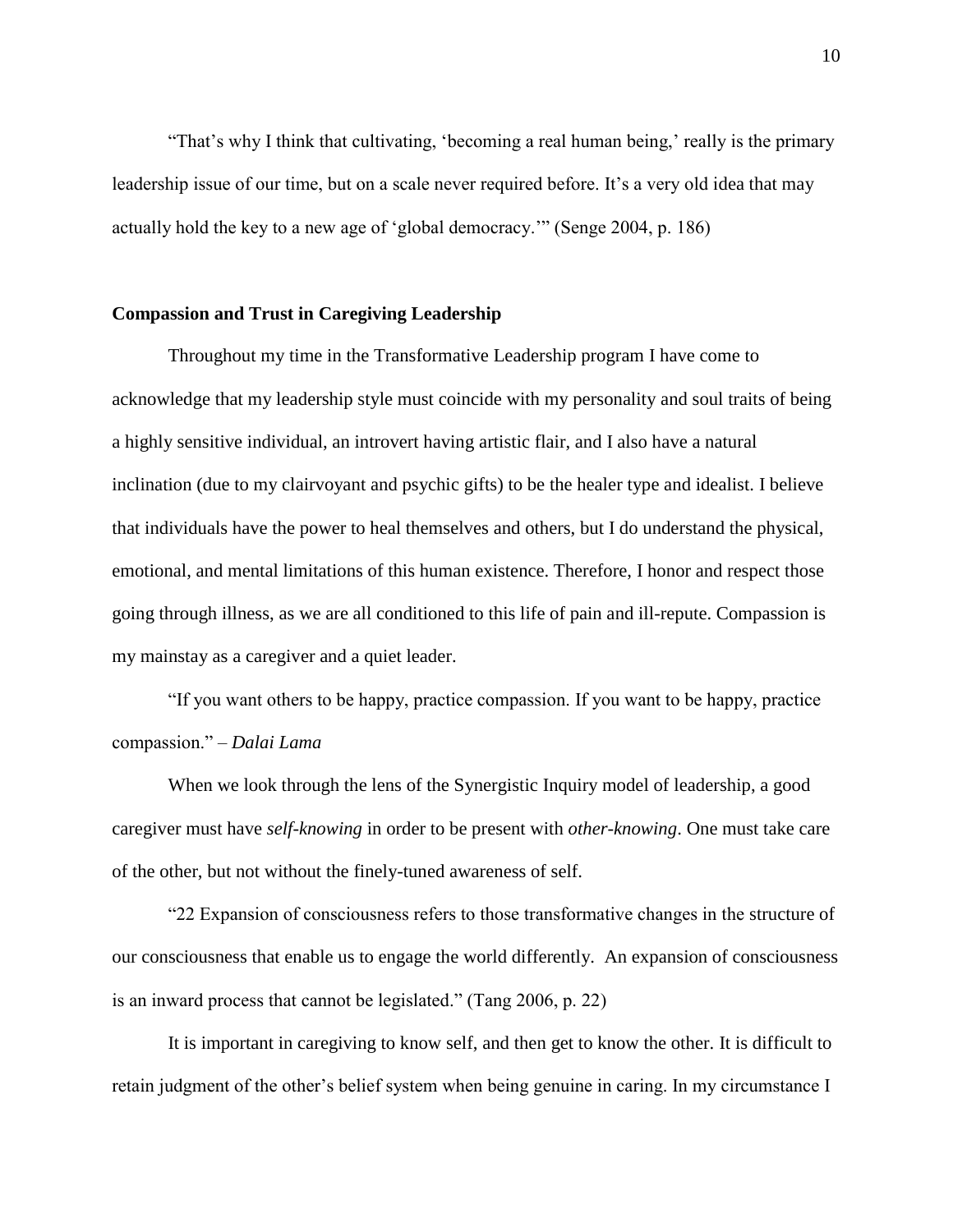"That's why I think that cultivating, 'becoming a real human being,' really is the primary leadership issue of our time, but on a scale never required before. It's a very old idea that may actually hold the key to a new age of 'global democracy.'" (Senge 2004, p. 186)

**Compassion and Trust in Caregiving Leadership**

Throughout my time in the Transformative Leadership program I have come to acknowledge that my leadership style must coincide with my personality and soul traits of being a highly sensitive individual, an introvert having artistic flair, and I also have a natural inclination (due to my clairvoyant and psychic gifts) to be the healer type and idealist. I believe that individuals have the power to heal themselves and others, but I do understand the physical, emotional, and mental limitations of this human existence. Therefore, I honor and respect those going through illness, as we are all conditioned to this life of pain and ill-repute. Compassion is my mainstay as a caregiver and a quiet leader.

"If you want others to be happy, practice compassion. If you want to be happy, practice compassion." – *Dalai Lama*

When we look through the lens of the Synergistic Inquiry model of leadership, a good caregiver must have *self-knowing* in order to be present with *other-knowing*. One must take care of the other, but not without the finely-tuned awareness of self.

"22 Expansion of consciousness refers to those transformative changes in the structure of our consciousness that enable us to engage the world differently. An expansion of consciousness is an inward process that cannot be legislated." (Tang 2006, p. 22)

It is important in caregiving to know self, and then get to know the other. It is difficult to retain judgment of the other's belief system when being genuine in caring. In my circumstance I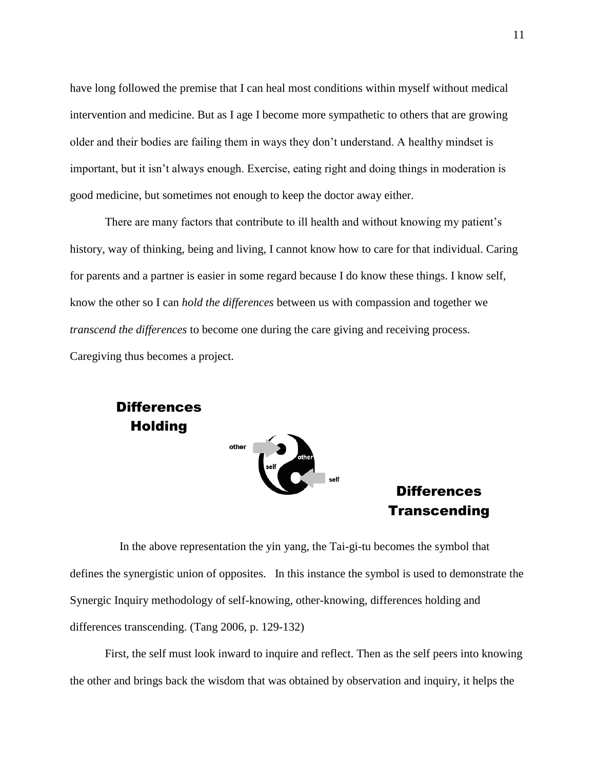have long followed the premise that I can heal most conditions within myself without medical intervention and medicine. But as I age I become more sympathetic to others that are growing older and their bodies are failing them in ways they don't understand. A healthy mindset is important, but it isn't always enough. Exercise, eating right and doing things in moderation is good medicine, but sometimes not enough to keep the doctor away either.

There are many factors that contribute to ill health and without knowing my patient's history, way of thinking, being and living, I cannot know how to care for that individual. Caring for parents and a partner is easier in some regard because I do know these things. I know self, know the other so I can *hold the differences* between us with compassion and together we *transcend the differences* to become one during the care giving and receiving process. Caregiving thus becomes a project.

**Differences Holding**

other — self — other — self

**Differences Transcending**

In the above representation the yin yang, the Tai-gi-tu becomes the symbol that defines the synergistic union of opposites. In this instance the symbol is used to demonstrate the Synergic Inquiry methodology of self-knowing, other-knowing, differences holding and differences transcending. (Tang 2006, p. 129-132)

First, the self must look inward to inquire and reflect. Then as the self peers into knowing the other and brings back the wisdom that was obtained by observation and inquiry, it helps the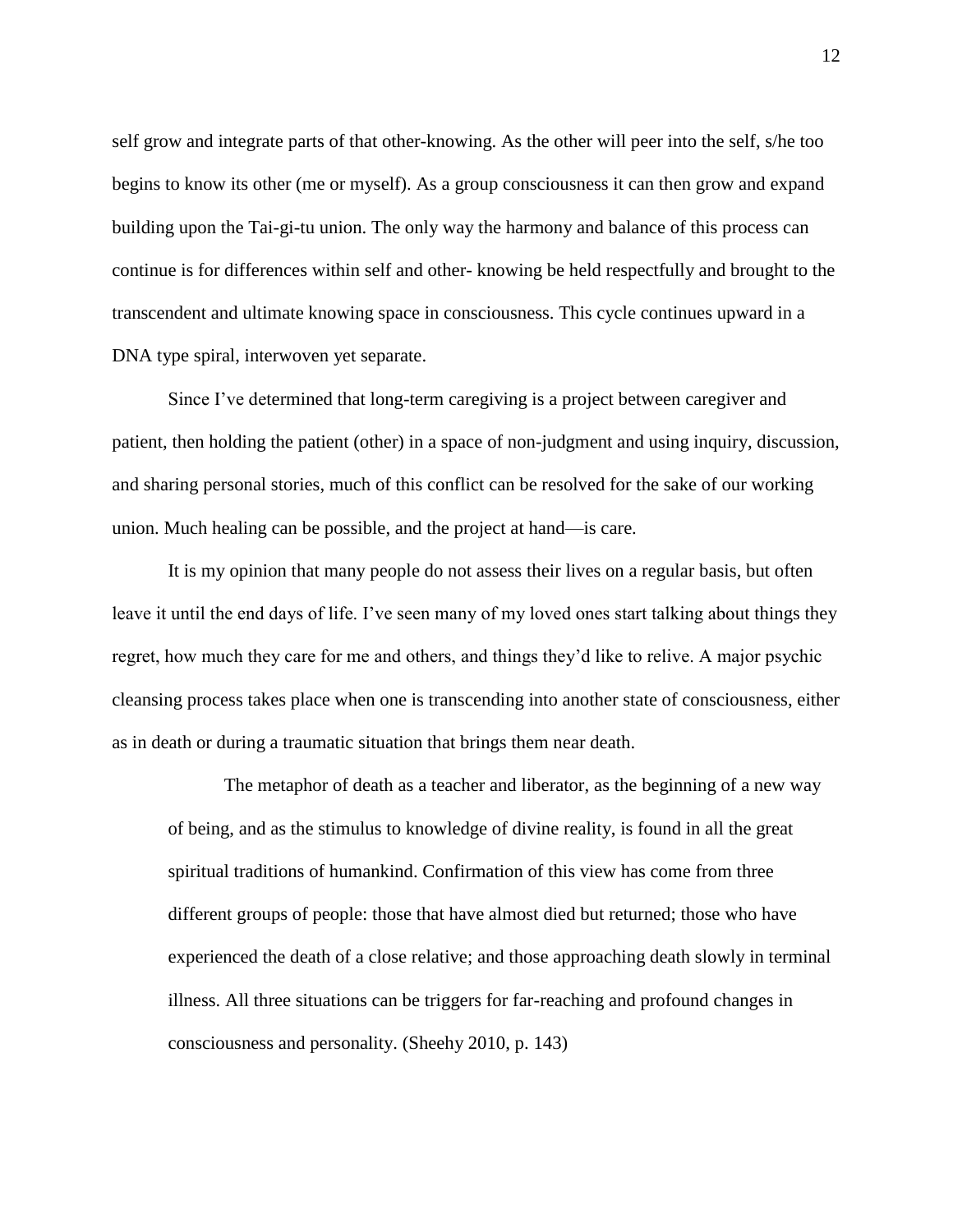self grow and integrate parts of that other-knowing. As the other will peer into the self, s/he too begins to know its other (me or myself). As a group consciousness it can then grow and expand building upon the Tai-gi-tu union. The only way the harmony and balance of this process can continue is for differences within self and other- knowing be held respectfully and brought to the transcendent and ultimate knowing space in consciousness. This cycle continues upward in a DNA type spiral, interwoven yet separate.

Since I've determined that long-term caregiving is a project between caregiver and patient, then holding the patient (other) in a space of non-judgment and using inquiry, discussion, and sharing personal stories, much of this conflict can be resolved for the sake of our working union. Much healing can be possible, and the project at hand—is care.

It is my opinion that many people do not assess their lives on a regular basis, but often leave it until the end days of life. I've seen many of my loved ones start talking about things they regret, how much they care for me and others, and things they'd like to relive. A major psychic cleansing process takes place when one is transcending into another state of consciousness, either as in death or during a traumatic situation that brings them near death.

> The metaphor of death as a teacher and liberator, as the beginning of a new way of being, and as the stimulus to knowledge of divine reality, is found in all the great spiritual traditions of humankind. Confirmation of this view has come from three different groups of people: those that have almost died but returned; those who have experienced the death of a close relative; and those approaching death slowly in terminal illness. All three situations can be triggers for far-reaching and profound changes in consciousness and personality. (Sheehy 2010, p. 143)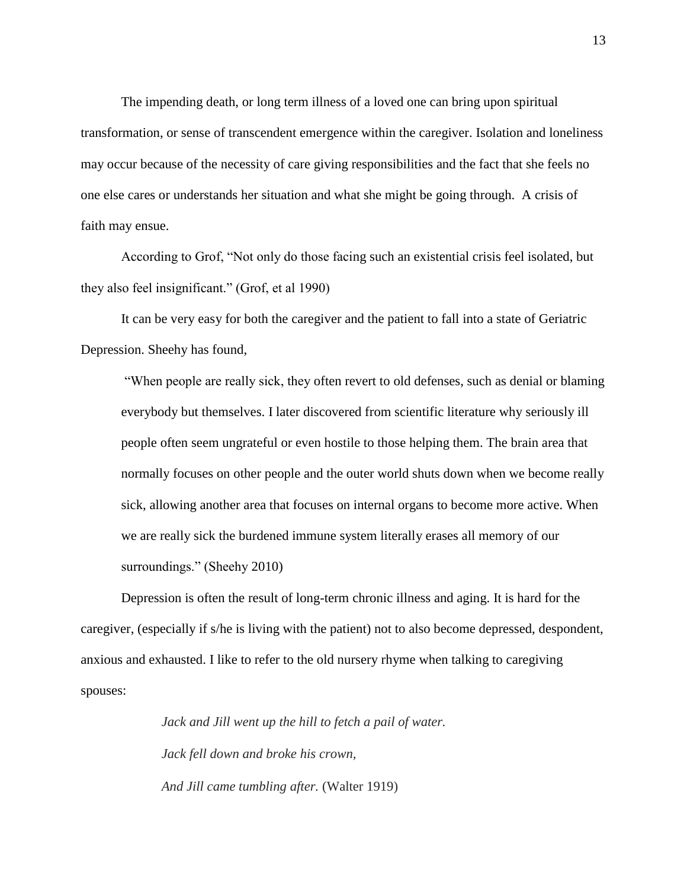The impending death, or long term illness of a loved one can bring upon spiritual transformation, or sense of transcendent emergence within the caregiver. Isolation and loneliness may occur because of the necessity of care giving responsibilities and the fact that she feels no one else cares or understands her situation and what she might be going through. A crisis of faith may ensue.

According to Grof, "Not only do those facing such an existential crisis feel isolated, but they also feel insignificant." (Grof, et al 1990)

It can be very easy for both the caregiver and the patient to fall into a state of Geriatric Depression. Sheehy has found,

> "When people are really sick, they often revert to old defenses, such as denial or blaming everybody but themselves. I later discovered from scientific literature why seriously ill people often seem ungrateful or even hostile to those helping them. The brain area that normally focuses on other people and the outer world shuts down when we become really sick, allowing another area that focuses on internal organs to become more active. When we are really sick the burdened immune system literally erases all memory of our surroundings." (Sheehy 2010)

Depression is often the result of long-term chronic illness and aging. It is hard for the caregiver, (especially if s/he is living with the patient) not to also become depressed, despondent, anxious and exhausted. I like to refer to the old nursery rhyme when talking to caregiving spouses:

> *Jack and Jill went up the hill to fetch a pail of water.*
>
> *Jack fell down and broke his crown,*
>
> *And Jill came tumbling after.* (Walter 1919)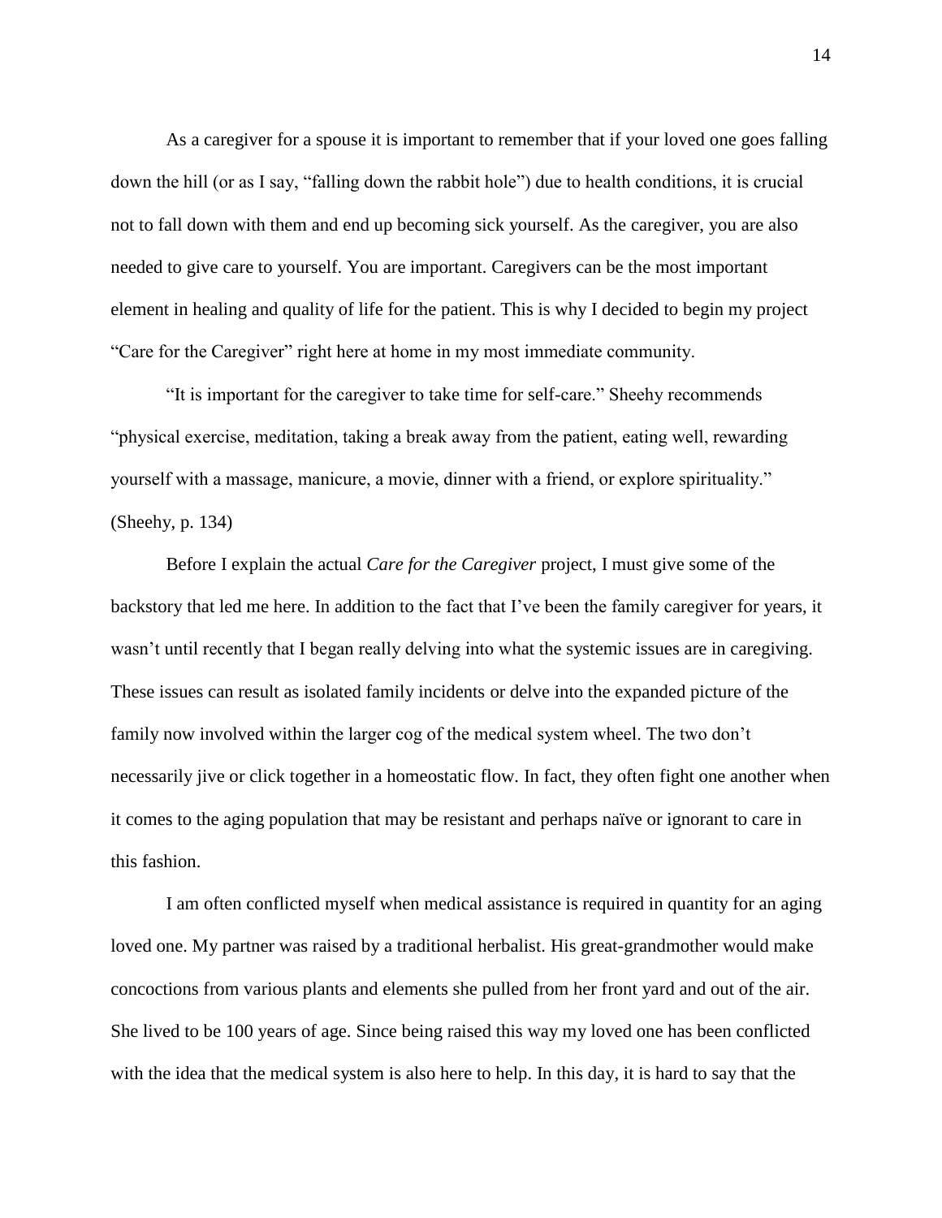As a caregiver for a spouse it is important to remember that if your loved one goes falling down the hill (or as I say, "falling down the rabbit hole") due to health conditions, it is crucial not to fall down with them and end up becoming sick yourself. As the caregiver, you are also needed to give care to yourself. You are important. Caregivers can be the most important element in healing and quality of life for the patient. This is why I decided to begin my project "Care for the Caregiver" right here at home in my most immediate community.

"It is important for the caregiver to take time for self-care." Sheehy recommends "physical exercise, meditation, taking a break away from the patient, eating well, rewarding yourself with a massage, manicure, a movie, dinner with a friend, or explore spirituality." (Sheehy, p. 134)

Before I explain the actual *Care for the Caregiver* project, I must give some of the backstory that led me here. In addition to the fact that I've been the family caregiver for years, it wasn't until recently that I began really delving into what the systemic issues are in caregiving. These issues can result as isolated family incidents or delve into the expanded picture of the family now involved within the larger cog of the medical system wheel. The two don't necessarily jive or click together in a homeostatic flow. In fact, they often fight one another when it comes to the aging population that may be resistant and perhaps naïve or ignorant to care in this fashion.

I am often conflicted myself when medical assistance is required in quantity for an aging loved one. My partner was raised by a traditional herbalist. His great-grandmother would make concoctions from various plants and elements she pulled from her front yard and out of the air. She lived to be 100 years of age. Since being raised this way my loved one has been conflicted with the idea that the medical system is also here to help. In this day, it is hard to say that the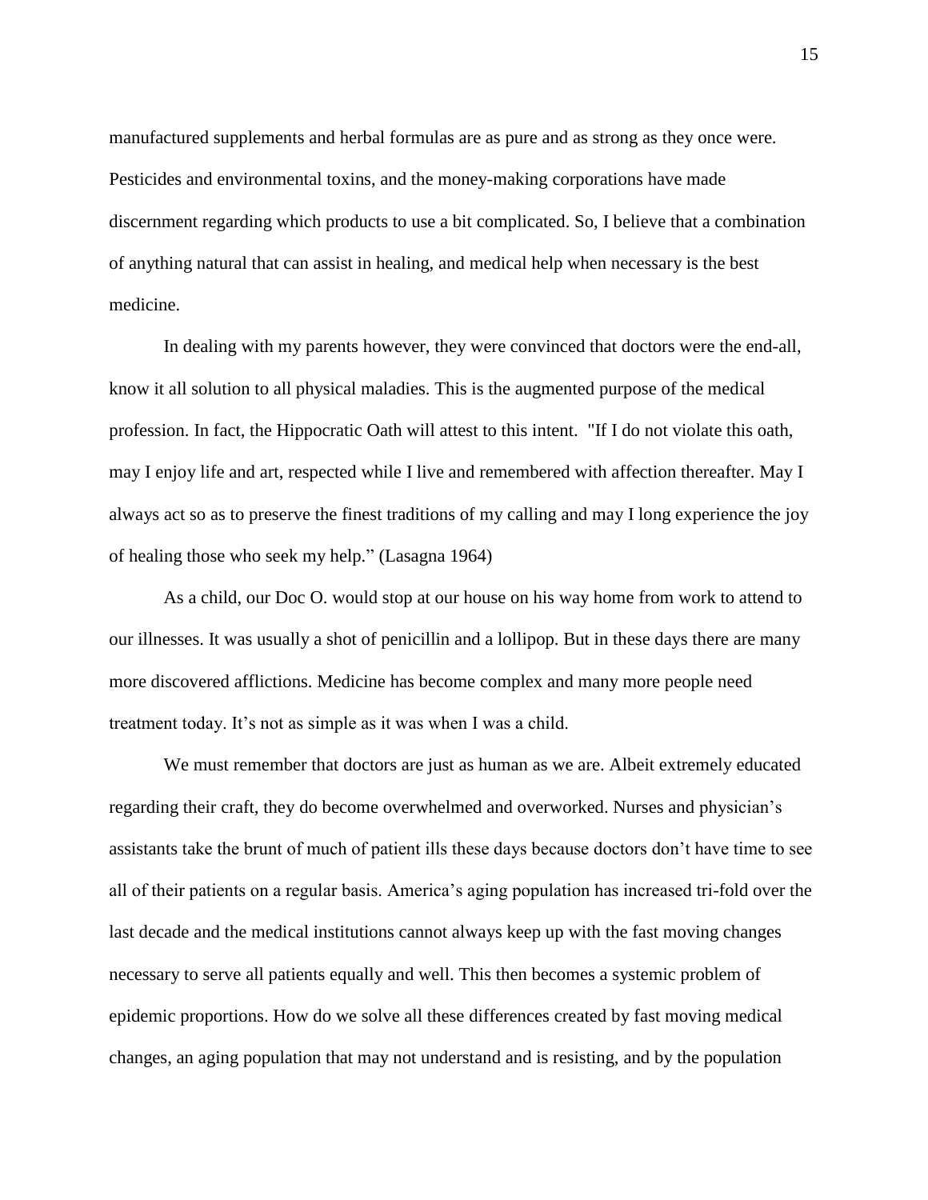manufactured supplements and herbal formulas are as pure and as strong as they once were. Pesticides and environmental toxins, and the money-making corporations have made discernment regarding which products to use a bit complicated. So, I believe that a combination of anything natural that can assist in healing, and medical help when necessary is the best medicine.

In dealing with my parents however, they were convinced that doctors were the end-all, know it all solution to all physical maladies. This is the augmented purpose of the medical profession. In fact, the Hippocratic Oath will attest to this intent. "If I do not violate this oath, may I enjoy life and art, respected while I live and remembered with affection thereafter. May I always act so as to preserve the finest traditions of my calling and may I long experience the joy of healing those who seek my help." (Lasagna 1964)

As a child, our Doc O. would stop at our house on his way home from work to attend to our illnesses. It was usually a shot of penicillin and a lollipop. But in these days there are many more discovered afflictions. Medicine has become complex and many more people need treatment today. It's not as simple as it was when I was a child.

We must remember that doctors are just as human as we are. Albeit extremely educated regarding their craft, they do become overwhelmed and overworked. Nurses and physician's assistants take the brunt of much of patient ills these days because doctors don't have time to see all of their patients on a regular basis. America's aging population has increased tri-fold over the last decade and the medical institutions cannot always keep up with the fast moving changes necessary to serve all patients equally and well. This then becomes a systemic problem of epidemic proportions. How do we solve all these differences created by fast moving medical changes, an aging population that may not understand and is resisting, and by the population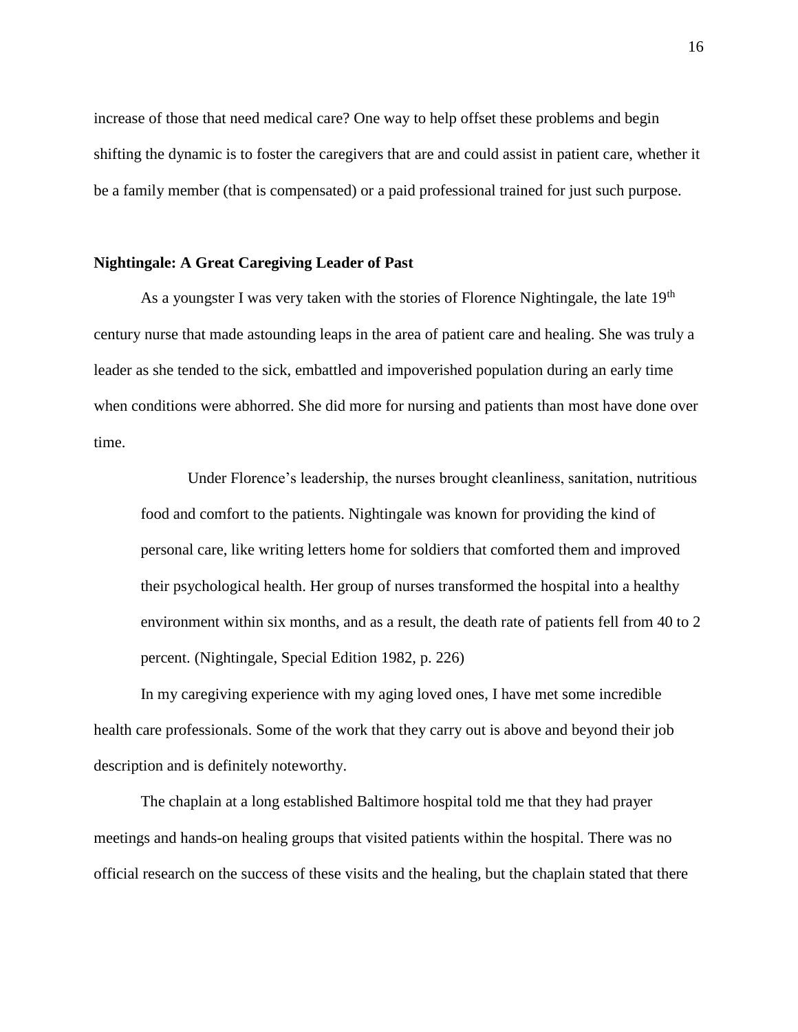increase of those that need medical care? One way to help offset these problems and begin shifting the dynamic is to foster the caregivers that are and could assist in patient care, whether it be a family member (that is compensated) or a paid professional trained for just such purpose.

**Nightingale: A Great Caregiving Leader of Past**

As a youngster I was very taken with the stories of Florence Nightingale, the late 19th century nurse that made astounding leaps in the area of patient care and healing. She was truly a leader as she tended to the sick, embattled and impoverished population during an early time when conditions were abhorred. She did more for nursing and patients than most have done over time.

> Under Florence's leadership, the nurses brought cleanliness, sanitation, nutritious food and comfort to the patients. Nightingale was known for providing the kind of personal care, like writing letters home for soldiers that comforted them and improved their psychological health. Her group of nurses transformed the hospital into a healthy environment within six months, and as a result, the death rate of patients fell from 40 to 2 percent. (Nightingale, Special Edition 1982, p. 226)

In my caregiving experience with my aging loved ones, I have met some incredible health care professionals. Some of the work that they carry out is above and beyond their job description and is definitely noteworthy.

The chaplain at a long established Baltimore hospital told me that they had prayer meetings and hands-on healing groups that visited patients within the hospital. There was no official research on the success of these visits and the healing, but the chaplain stated that there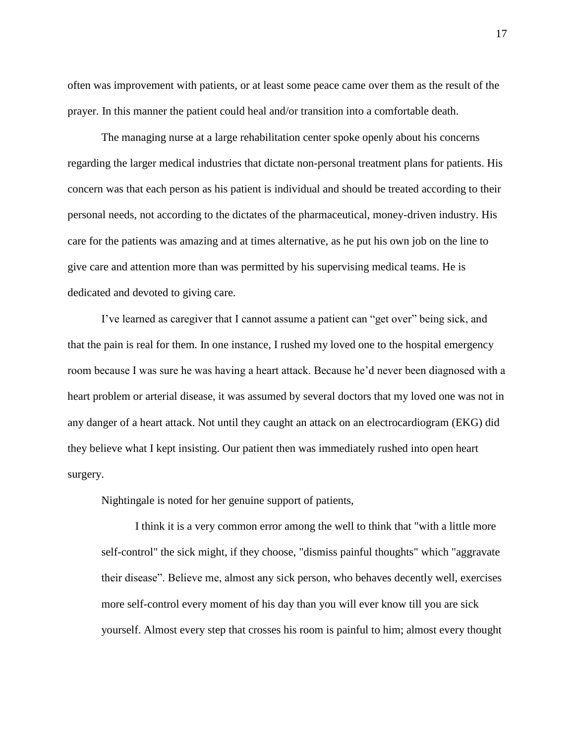often was improvement with patients, or at least some peace came over them as the result of the prayer. In this manner the patient could heal and/or transition into a comfortable death.

The managing nurse at a large rehabilitation center spoke openly about his concerns regarding the larger medical industries that dictate non-personal treatment plans for patients. His concern was that each person as his patient is individual and should be treated according to their personal needs, not according to the dictates of the pharmaceutical, money-driven industry. His care for the patients was amazing and at times alternative, as he put his own job on the line to give care and attention more than was permitted by his supervising medical teams. He is dedicated and devoted to giving care.

I've learned as caregiver that I cannot assume a patient can "get over" being sick, and that the pain is real for them. In one instance, I rushed my loved one to the hospital emergency room because I was sure he was having a heart attack. Because he'd never been diagnosed with a heart problem or arterial disease, it was assumed by several doctors that my loved one was not in any danger of a heart attack. Not until they caught an attack on an electrocardiogram (EKG) did they believe what I kept insisting. Our patient then was immediately rushed into open heart surgery.

Nightingale is noted for her genuine support of patients,

> I think it is a very common error among the well to think that "with a little more self-control" the sick might, if they choose, "dismiss painful thoughts" which "aggravate their disease". Believe me, almost any sick person, who behaves decently well, exercises more self-control every moment of his day than you will ever know till you are sick yourself. Almost every step that crosses his room is painful to him; almost every thought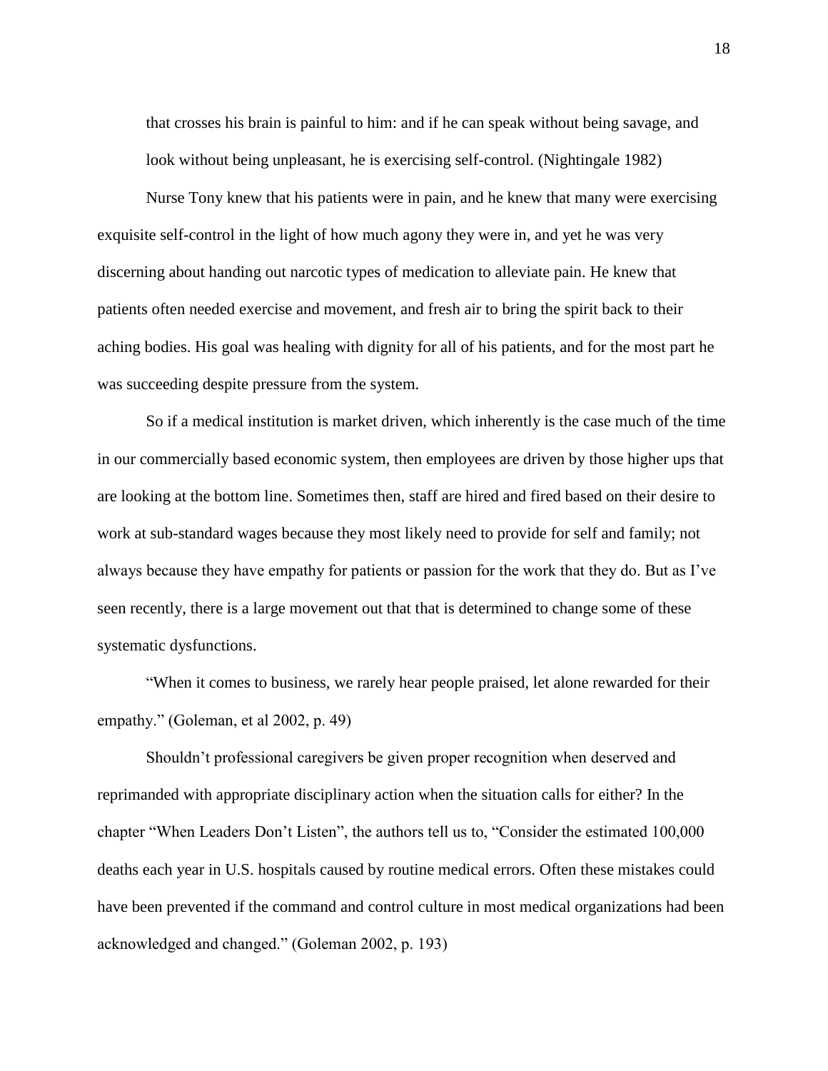that crosses his brain is painful to him: and if he can speak without being savage, and look without being unpleasant, he is exercising self-control. (Nightingale 1982)

Nurse Tony knew that his patients were in pain, and he knew that many were exercising exquisite self-control in the light of how much agony they were in, and yet he was very discerning about handing out narcotic types of medication to alleviate pain. He knew that patients often needed exercise and movement, and fresh air to bring the spirit back to their aching bodies. His goal was healing with dignity for all of his patients, and for the most part he was succeeding despite pressure from the system.

So if a medical institution is market driven, which inherently is the case much of the time in our commercially based economic system, then employees are driven by those higher ups that are looking at the bottom line. Sometimes then, staff are hired and fired based on their desire to work at sub-standard wages because they most likely need to provide for self and family; not always because they have empathy for patients or passion for the work that they do. But as I've seen recently, there is a large movement out that that is determined to change some of these systematic dysfunctions.

"When it comes to business, we rarely hear people praised, let alone rewarded for their empathy." (Goleman, et al 2002, p. 49)

Shouldn't professional caregivers be given proper recognition when deserved and reprimanded with appropriate disciplinary action when the situation calls for either? In the chapter "When Leaders Don't Listen", the authors tell us to, "Consider the estimated 100,000 deaths each year in U.S. hospitals caused by routine medical errors. Often these mistakes could have been prevented if the command and control culture in most medical organizations had been acknowledged and changed." (Goleman 2002, p. 193)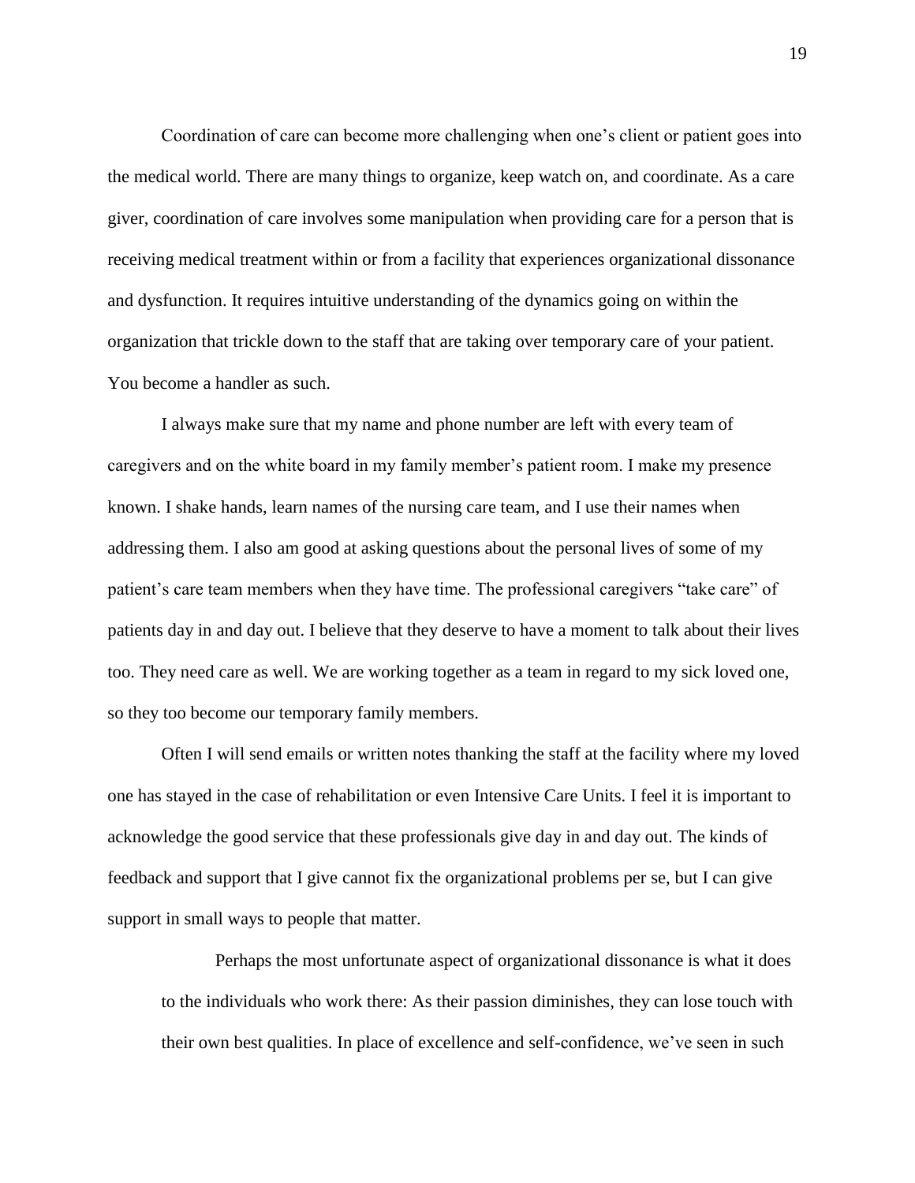Coordination of care can become more challenging when one's client or patient goes into the medical world. There are many things to organize, keep watch on, and coordinate. As a care giver, coordination of care involves some manipulation when providing care for a person that is receiving medical treatment within or from a facility that experiences organizational dissonance and dysfunction. It requires intuitive understanding of the dynamics going on within the organization that trickle down to the staff that are taking over temporary care of your patient. You become a handler as such.

I always make sure that my name and phone number are left with every team of caregivers and on the white board in my family member's patient room. I make my presence known. I shake hands, learn names of the nursing care team, and I use their names when addressing them. I also am good at asking questions about the personal lives of some of my patient's care team members when they have time. The professional caregivers "take care" of patients day in and day out. I believe that they deserve to have a moment to talk about their lives too. They need care as well. We are working together as a team in regard to my sick loved one, so they too become our temporary family members.

Often I will send emails or written notes thanking the staff at the facility where my loved one has stayed in the case of rehabilitation or even Intensive Care Units. I feel it is important to acknowledge the good service that these professionals give day in and day out. The kinds of feedback and support that I give cannot fix the organizational problems per se, but I can give support in small ways to people that matter.

> Perhaps the most unfortunate aspect of organizational dissonance is what it does to the individuals who work there: As their passion diminishes, they can lose touch with their own best qualities. In place of excellence and self-confidence, we've seen in such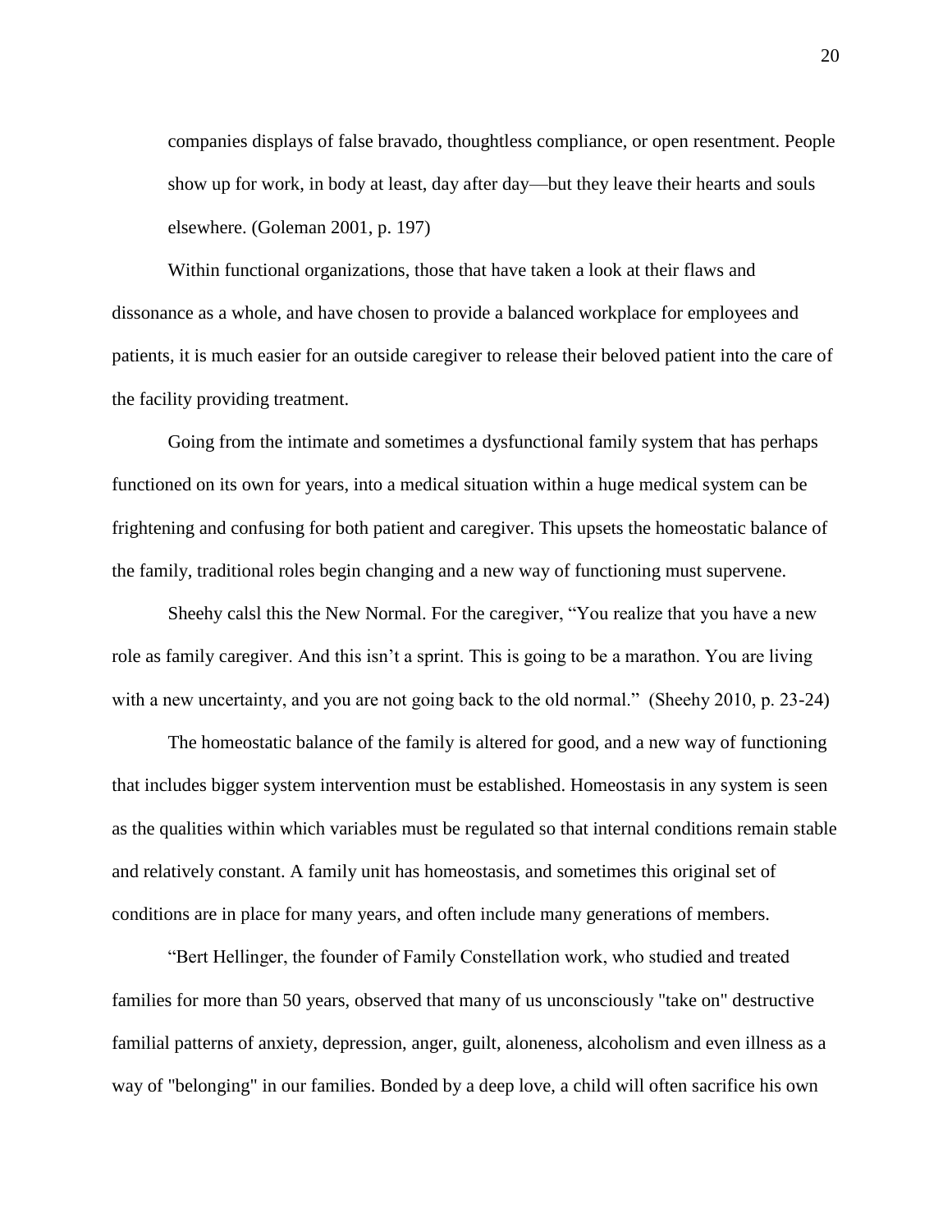companies displays of false bravado, thoughtless compliance, or open resentment. People show up for work, in body at least, day after day—but they leave their hearts and souls elsewhere. (Goleman 2001, p. 197)

Within functional organizations, those that have taken a look at their flaws and dissonance as a whole, and have chosen to provide a balanced workplace for employees and patients, it is much easier for an outside caregiver to release their beloved patient into the care of the facility providing treatment.

Going from the intimate and sometimes a dysfunctional family system that has perhaps functioned on its own for years, into a medical situation within a huge medical system can be frightening and confusing for both patient and caregiver. This upsets the homeostatic balance of the family, traditional roles begin changing and a new way of functioning must supervene.

Sheehy calsl this the New Normal. For the caregiver, "You realize that you have a new role as family caregiver. And this isn't a sprint. This is going to be a marathon. You are living with a new uncertainty, and you are not going back to the old normal." (Sheehy 2010, p. 23-24)

The homeostatic balance of the family is altered for good, and a new way of functioning that includes bigger system intervention must be established. Homeostasis in any system is seen as the qualities within which variables must be regulated so that internal conditions remain stable and relatively constant. A family unit has homeostasis, and sometimes this original set of conditions are in place for many years, and often include many generations of members.

"Bert Hellinger, the founder of Family Constellation work, who studied and treated families for more than 50 years, observed that many of us unconsciously "take on" destructive familial patterns of anxiety, depression, anger, guilt, aloneness, alcoholism and even illness as a way of "belonging" in our families. Bonded by a deep love, a child will often sacrifice his own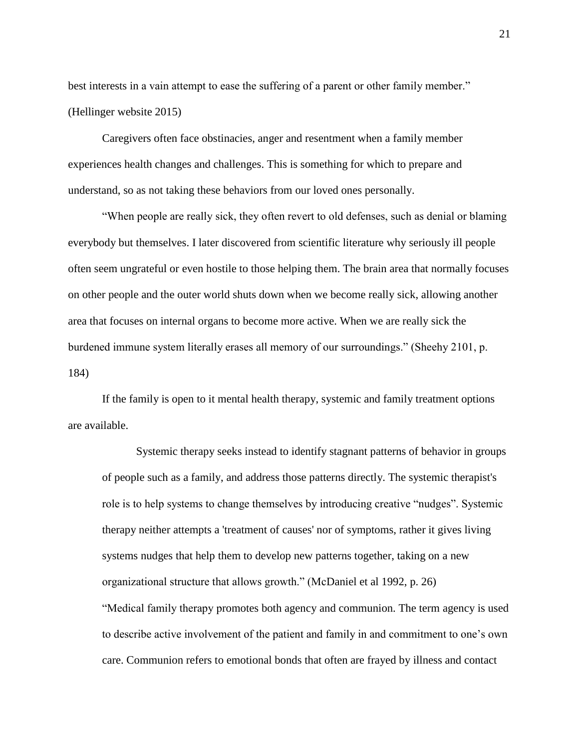best interests in a vain attempt to ease the suffering of a parent or other family member." (Hellinger website 2015)

Caregivers often face obstinacies, anger and resentment when a family member experiences health changes and challenges. This is something for which to prepare and understand, so as not taking these behaviors from our loved ones personally.

"When people are really sick, they often revert to old defenses, such as denial or blaming everybody but themselves. I later discovered from scientific literature why seriously ill people often seem ungrateful or even hostile to those helping them. The brain area that normally focuses on other people and the outer world shuts down when we become really sick, allowing another area that focuses on internal organs to become more active. When we are really sick the burdened immune system literally erases all memory of our surroundings." (Sheehy 2101, p. 184)

If the family is open to it mental health therapy, systemic and family treatment options are available.

> Systemic therapy seeks instead to identify stagnant patterns of behavior in groups of people such as a family, and address those patterns directly. The systemic therapist's role is to help systems to change themselves by introducing creative "nudges". Systemic therapy neither attempts a 'treatment of causes' nor of symptoms, rather it gives living systems nudges that help them to develop new patterns together, taking on a new organizational structure that allows growth." (McDaniel et al 1992, p. 26)
>
> "Medical family therapy promotes both agency and communion. The term agency is used to describe active involvement of the patient and family in and commitment to one's own care. Communion refers to emotional bonds that often are frayed by illness and contact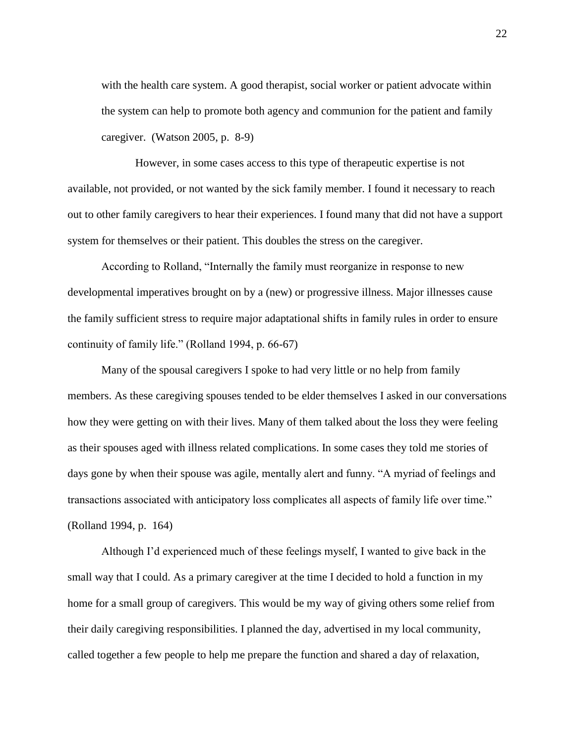with the health care system. A good therapist, social worker or patient advocate within the system can help to promote both agency and communion for the patient and family caregiver. (Watson 2005, p. 8-9)

However, in some cases access to this type of therapeutic expertise is not available, not provided, or not wanted by the sick family member. I found it necessary to reach out to other family caregivers to hear their experiences. I found many that did not have a support system for themselves or their patient. This doubles the stress on the caregiver.

According to Rolland, "Internally the family must reorganize in response to new developmental imperatives brought on by a (new) or progressive illness. Major illnesses cause the family sufficient stress to require major adaptational shifts in family rules in order to ensure continuity of family life." (Rolland 1994, p. 66-67)

Many of the spousal caregivers I spoke to had very little or no help from family members. As these caregiving spouses tended to be elder themselves I asked in our conversations how they were getting on with their lives. Many of them talked about the loss they were feeling as their spouses aged with illness related complications. In some cases they told me stories of days gone by when their spouse was agile, mentally alert and funny. "A myriad of feelings and transactions associated with anticipatory loss complicates all aspects of family life over time." (Rolland 1994, p. 164)

Although I'd experienced much of these feelings myself, I wanted to give back in the small way that I could. As a primary caregiver at the time I decided to hold a function in my home for a small group of caregivers. This would be my way of giving others some relief from their daily caregiving responsibilities. I planned the day, advertised in my local community, called together a few people to help me prepare the function and shared a day of relaxation,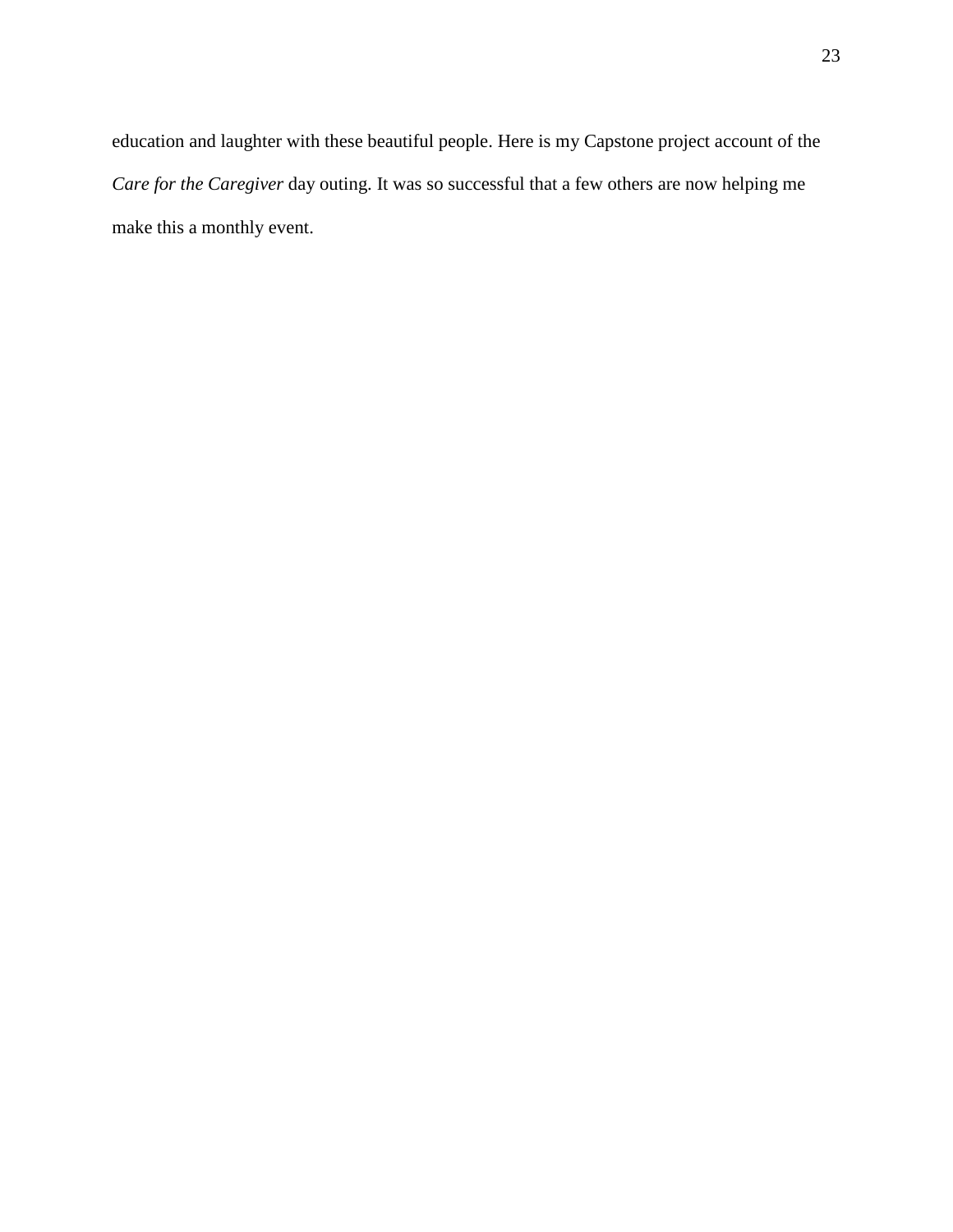education and laughter with these beautiful people. Here is my Capstone project account of the *Care for the Caregiver* day outing. It was so successful that a few others are now helping me make this a monthly event.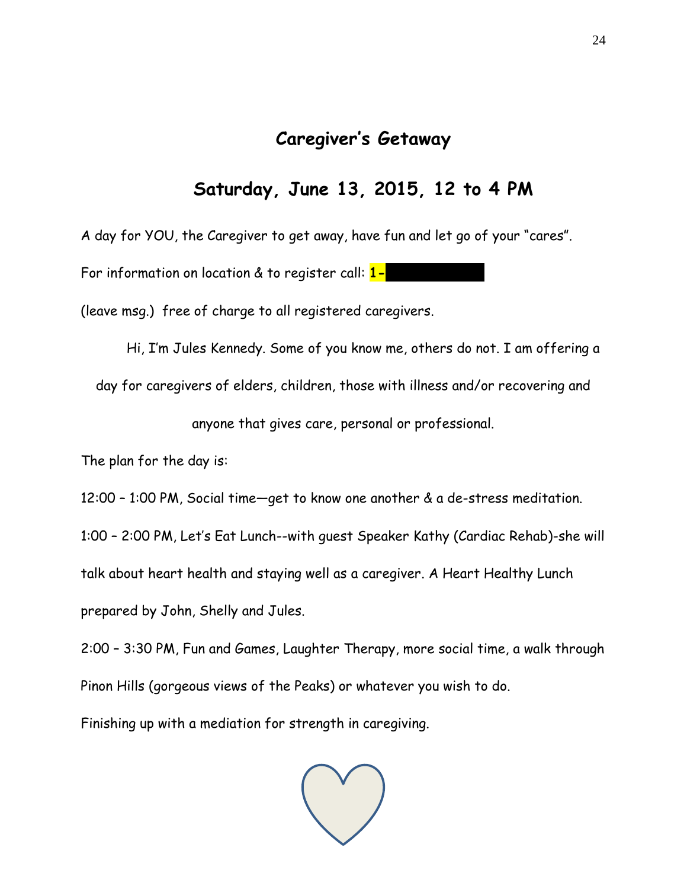## Caregiver's Getaway

## Saturday, June 13, 2015, 12 to 4 PM

A day for YOU, the Caregiver to get away, have fun and let go of your "cares".

For information on location & to register call: **1-**

(leave msg.) free of charge to all registered caregivers.

Hi, I'm Jules Kennedy. Some of you know me, others do not. I am offering a day for caregivers of elders, children, those with illness and/or recovering and anyone that gives care, personal or professional.

The plan for the day is:

12:00 – 1:00 PM, Social time—get to know one another & a de-stress meditation.

1:00 – 2:00 PM, Let's Eat Lunch--with guest Speaker Kathy (Cardiac Rehab)-she will talk about heart health and staying well as a caregiver. A Heart Healthy Lunch prepared by John, Shelly and Jules.

2:00 – 3:30 PM, Fun and Games, Laughter Therapy, more social time, a walk through Pinon Hills (gorgeous views of the Peaks) or whatever you wish to do.

Finishing up with a mediation for strength in caregiving.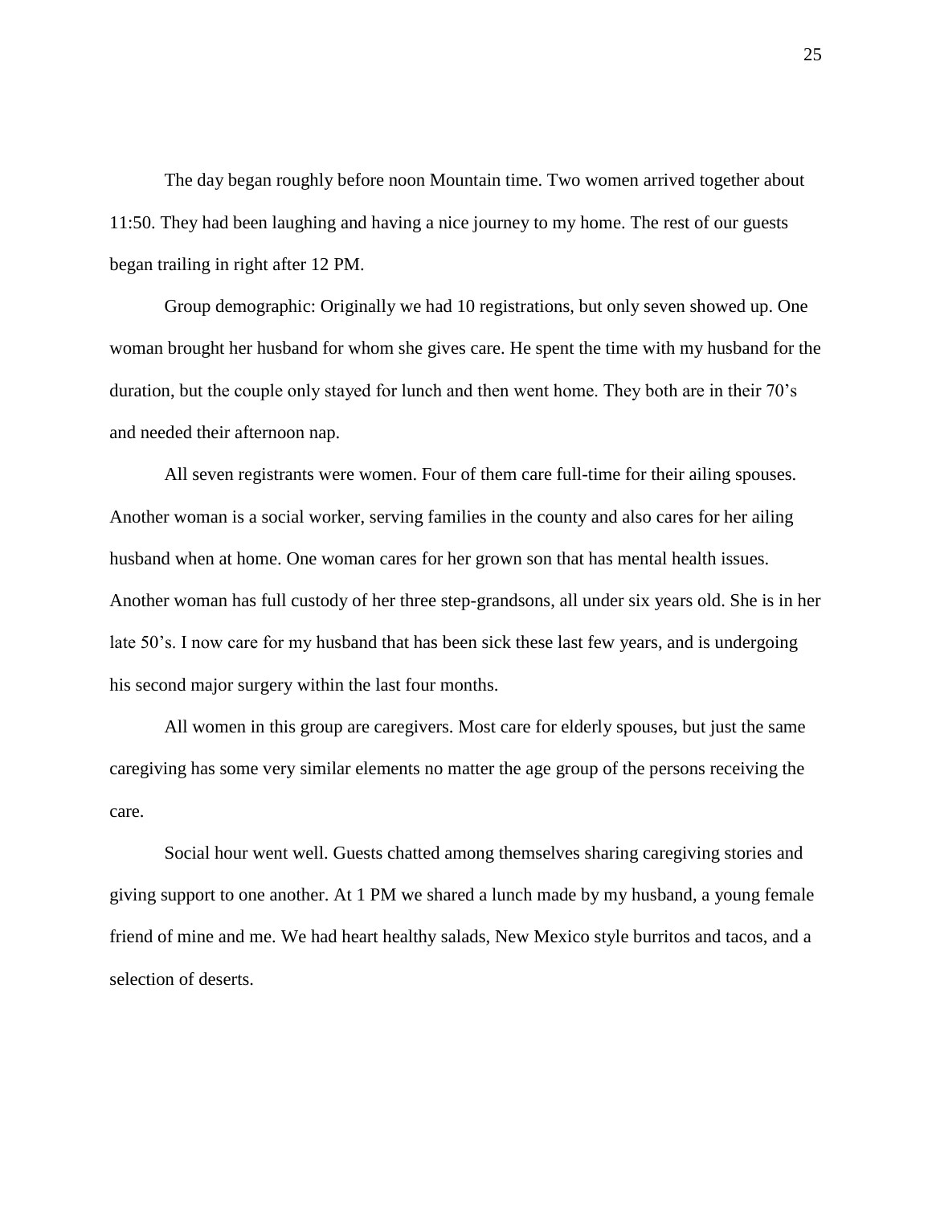The day began roughly before noon Mountain time. Two women arrived together about 11:50. They had been laughing and having a nice journey to my home. The rest of our guests began trailing in right after 12 PM.

Group demographic: Originally we had 10 registrations, but only seven showed up. One woman brought her husband for whom she gives care. He spent the time with my husband for the duration, but the couple only stayed for lunch and then went home. They both are in their 70's and needed their afternoon nap.

All seven registrants were women. Four of them care full-time for their ailing spouses. Another woman is a social worker, serving families in the county and also cares for her ailing husband when at home. One woman cares for her grown son that has mental health issues. Another woman has full custody of her three step-grandsons, all under six years old. She is in her late 50's. I now care for my husband that has been sick these last few years, and is undergoing his second major surgery within the last four months.

All women in this group are caregivers. Most care for elderly spouses, but just the same caregiving has some very similar elements no matter the age group of the persons receiving the care.

Social hour went well. Guests chatted among themselves sharing caregiving stories and giving support to one another. At 1 PM we shared a lunch made by my husband, a young female friend of mine and me. We had heart healthy salads, New Mexico style burritos and tacos, and a selection of deserts.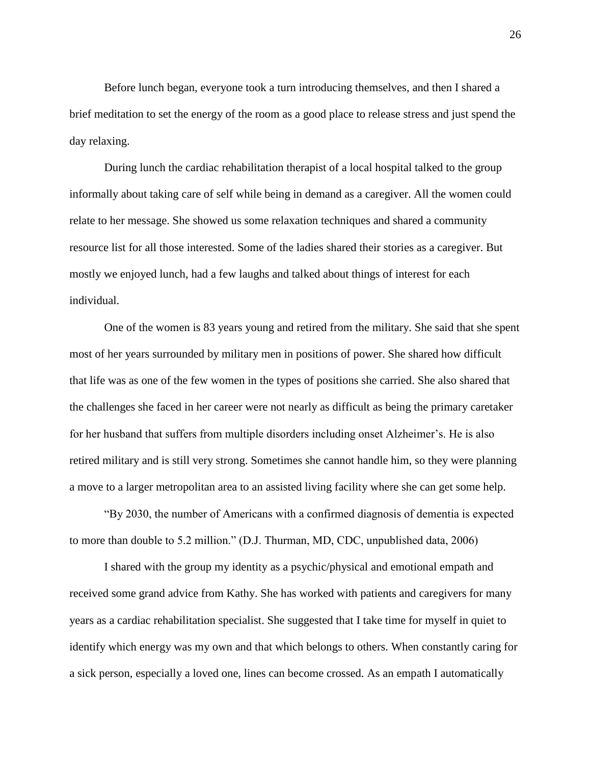Before lunch began, everyone took a turn introducing themselves, and then I shared a brief meditation to set the energy of the room as a good place to release stress and just spend the day relaxing.

During lunch the cardiac rehabilitation therapist of a local hospital talked to the group informally about taking care of self while being in demand as a caregiver. All the women could relate to her message. She showed us some relaxation techniques and shared a community resource list for all those interested. Some of the ladies shared their stories as a caregiver. But mostly we enjoyed lunch, had a few laughs and talked about things of interest for each individual.

One of the women is 83 years young and retired from the military. She said that she spent most of her years surrounded by military men in positions of power. She shared how difficult that life was as one of the few women in the types of positions she carried. She also shared that the challenges she faced in her career were not nearly as difficult as being the primary caretaker for her husband that suffers from multiple disorders including onset Alzheimer's. He is also retired military and is still very strong. Sometimes she cannot handle him, so they were planning a move to a larger metropolitan area to an assisted living facility where she can get some help.

"By 2030, the number of Americans with a confirmed diagnosis of dementia is expected to more than double to 5.2 million." (D.J. Thurman, MD, CDC, unpublished data, 2006)

I shared with the group my identity as a psychic/physical and emotional empath and received some grand advice from Kathy. She has worked with patients and caregivers for many years as a cardiac rehabilitation specialist. She suggested that I take time for myself in quiet to identify which energy was my own and that which belongs to others. When constantly caring for a sick person, especially a loved one, lines can become crossed. As an empath I automatically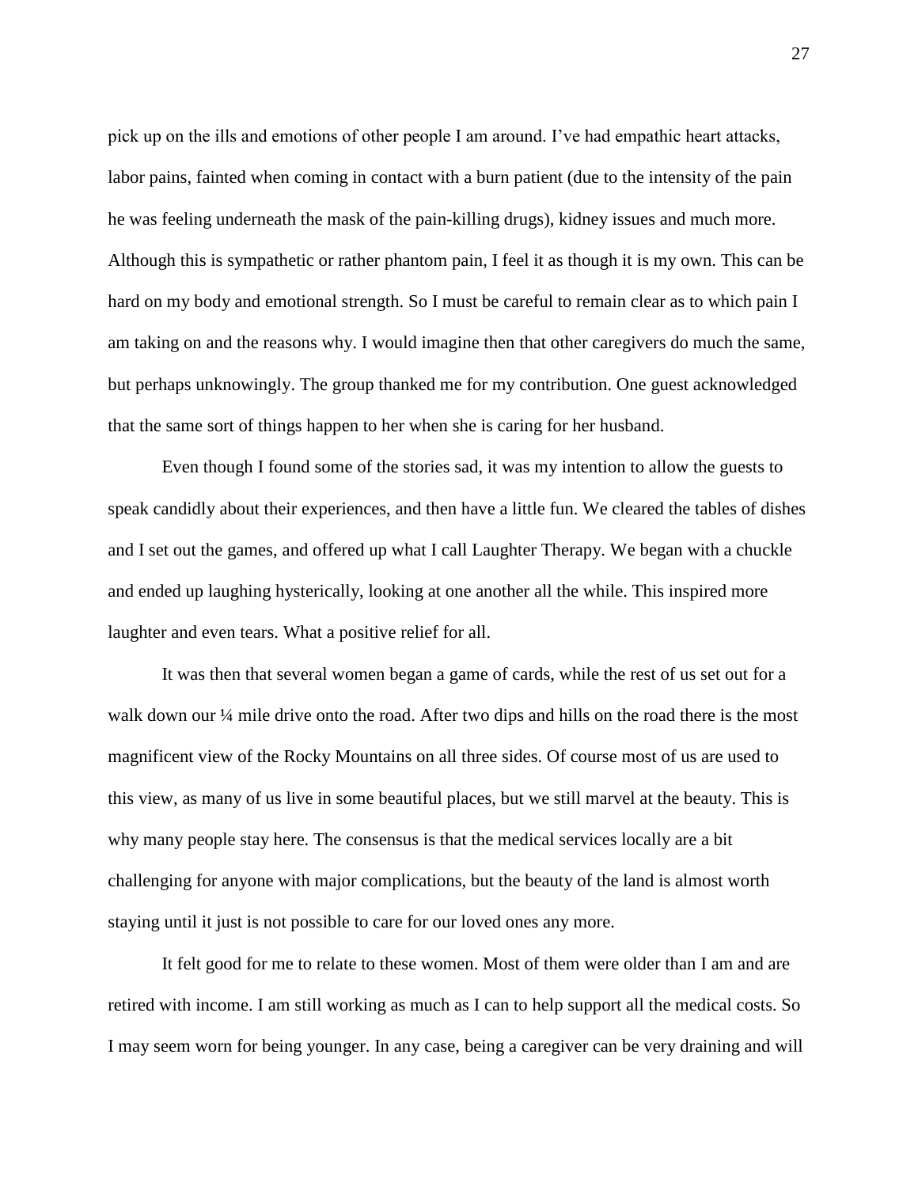pick up on the ills and emotions of other people I am around. I've had empathic heart attacks, labor pains, fainted when coming in contact with a burn patient (due to the intensity of the pain he was feeling underneath the mask of the pain-killing drugs), kidney issues and much more. Although this is sympathetic or rather phantom pain, I feel it as though it is my own. This can be hard on my body and emotional strength. So I must be careful to remain clear as to which pain I am taking on and the reasons why. I would imagine then that other caregivers do much the same, but perhaps unknowingly. The group thanked me for my contribution. One guest acknowledged that the same sort of things happen to her when she is caring for her husband.

Even though I found some of the stories sad, it was my intention to allow the guests to speak candidly about their experiences, and then have a little fun. We cleared the tables of dishes and I set out the games, and offered up what I call Laughter Therapy. We began with a chuckle and ended up laughing hysterically, looking at one another all the while. This inspired more laughter and even tears. What a positive relief for all.

It was then that several women began a game of cards, while the rest of us set out for a walk down our ¼ mile drive onto the road. After two dips and hills on the road there is the most magnificent view of the Rocky Mountains on all three sides. Of course most of us are used to this view, as many of us live in some beautiful places, but we still marvel at the beauty. This is why many people stay here. The consensus is that the medical services locally are a bit challenging for anyone with major complications, but the beauty of the land is almost worth staying until it just is not possible to care for our loved ones any more.

It felt good for me to relate to these women. Most of them were older than I am and are retired with income. I am still working as much as I can to help support all the medical costs. So I may seem worn for being younger. In any case, being a caregiver can be very draining and will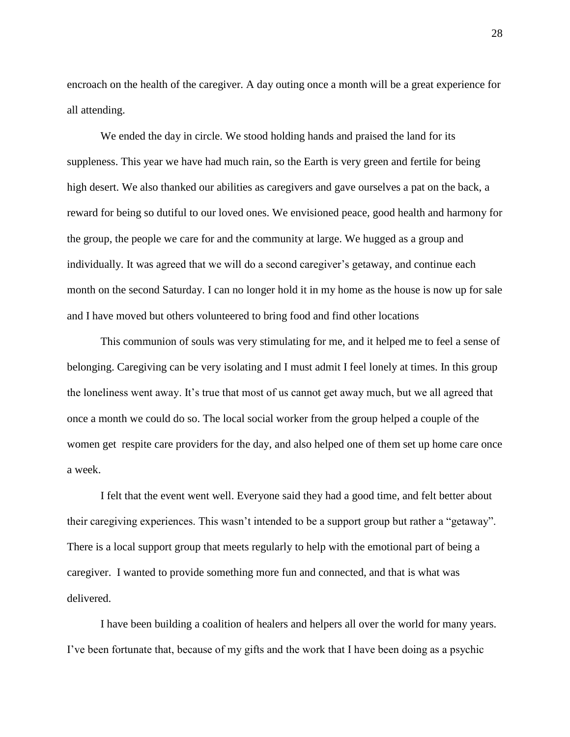encroach on the health of the caregiver. A day outing once a month will be a great experience for all attending.

We ended the day in circle. We stood holding hands and praised the land for its suppleness. This year we have had much rain, so the Earth is very green and fertile for being high desert. We also thanked our abilities as caregivers and gave ourselves a pat on the back, a reward for being so dutiful to our loved ones. We envisioned peace, good health and harmony for the group, the people we care for and the community at large. We hugged as a group and individually. It was agreed that we will do a second caregiver's getaway, and continue each month on the second Saturday. I can no longer hold it in my home as the house is now up for sale and I have moved but others volunteered to bring food and find other locations

This communion of souls was very stimulating for me, and it helped me to feel a sense of belonging. Caregiving can be very isolating and I must admit I feel lonely at times. In this group the loneliness went away. It's true that most of us cannot get away much, but we all agreed that once a month we could do so. The local social worker from the group helped a couple of the women get respite care providers for the day, and also helped one of them set up home care once a week.

I felt that the event went well. Everyone said they had a good time, and felt better about their caregiving experiences. This wasn't intended to be a support group but rather a "getaway". There is a local support group that meets regularly to help with the emotional part of being a caregiver. I wanted to provide something more fun and connected, and that is what was delivered.

I have been building a coalition of healers and helpers all over the world for many years. I've been fortunate that, because of my gifts and the work that I have been doing as a psychic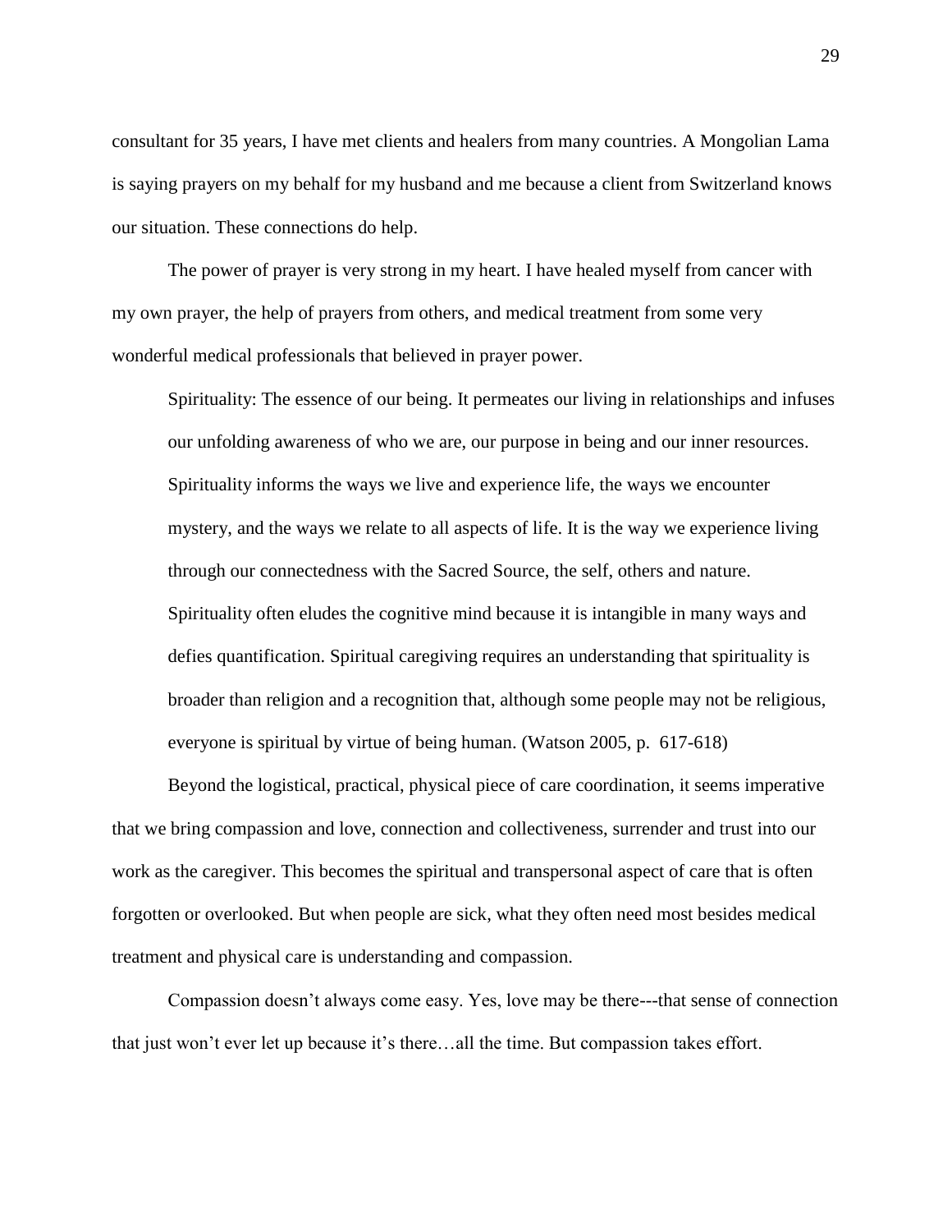consultant for 35 years, I have met clients and healers from many countries. A Mongolian Lama is saying prayers on my behalf for my husband and me because a client from Switzerland knows our situation. These connections do help.

The power of prayer is very strong in my heart. I have healed myself from cancer with my own prayer, the help of prayers from others, and medical treatment from some very wonderful medical professionals that believed in prayer power.

> Spirituality: The essence of our being. It permeates our living in relationships and infuses our unfolding awareness of who we are, our purpose in being and our inner resources. Spirituality informs the ways we live and experience life, the ways we encounter mystery, and the ways we relate to all aspects of life. It is the way we experience living through our connectedness with the Sacred Source, the self, others and nature. Spirituality often eludes the cognitive mind because it is intangible in many ways and defies quantification. Spiritual caregiving requires an understanding that spirituality is broader than religion and a recognition that, although some people may not be religious, everyone is spiritual by virtue of being human. (Watson 2005, p. 617-618)

Beyond the logistical, practical, physical piece of care coordination, it seems imperative that we bring compassion and love, connection and collectiveness, surrender and trust into our work as the caregiver. This becomes the spiritual and transpersonal aspect of care that is often forgotten or overlooked. But when people are sick, what they often need most besides medical treatment and physical care is understanding and compassion.

Compassion doesn't always come easy. Yes, love may be there---that sense of connection that just won't ever let up because it's there…all the time. But compassion takes effort.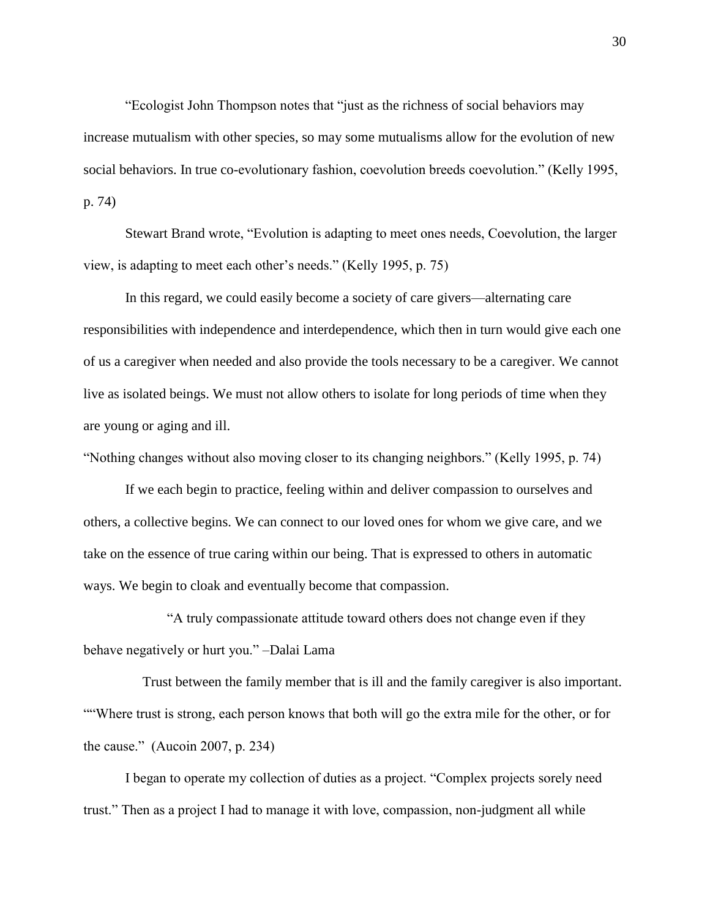"Ecologist John Thompson notes that "just as the richness of social behaviors may increase mutualism with other species, so may some mutualisms allow for the evolution of new social behaviors. In true co-evolutionary fashion, coevolution breeds coevolution." (Kelly 1995, p. 74)

Stewart Brand wrote, "Evolution is adapting to meet ones needs, Coevolution, the larger view, is adapting to meet each other's needs." (Kelly 1995, p. 75)

In this regard, we could easily become a society of care givers—alternating care responsibilities with independence and interdependence, which then in turn would give each one of us a caregiver when needed and also provide the tools necessary to be a caregiver. We cannot live as isolated beings. We must not allow others to isolate for long periods of time when they are young or aging and ill.

"Nothing changes without also moving closer to its changing neighbors." (Kelly 1995, p. 74)

If we each begin to practice, feeling within and deliver compassion to ourselves and others, a collective begins. We can connect to our loved ones for whom we give care, and we take on the essence of true caring within our being. That is expressed to others in automatic ways. We begin to cloak and eventually become that compassion.

"A truly compassionate attitude toward others does not change even if they behave negatively or hurt you." –Dalai Lama

Trust between the family member that is ill and the family caregiver is also important. ""Where trust is strong, each person knows that both will go the extra mile for the other, or for the cause." (Aucoin 2007, p. 234)

I began to operate my collection of duties as a project. "Complex projects sorely need trust." Then as a project I had to manage it with love, compassion, non-judgment all while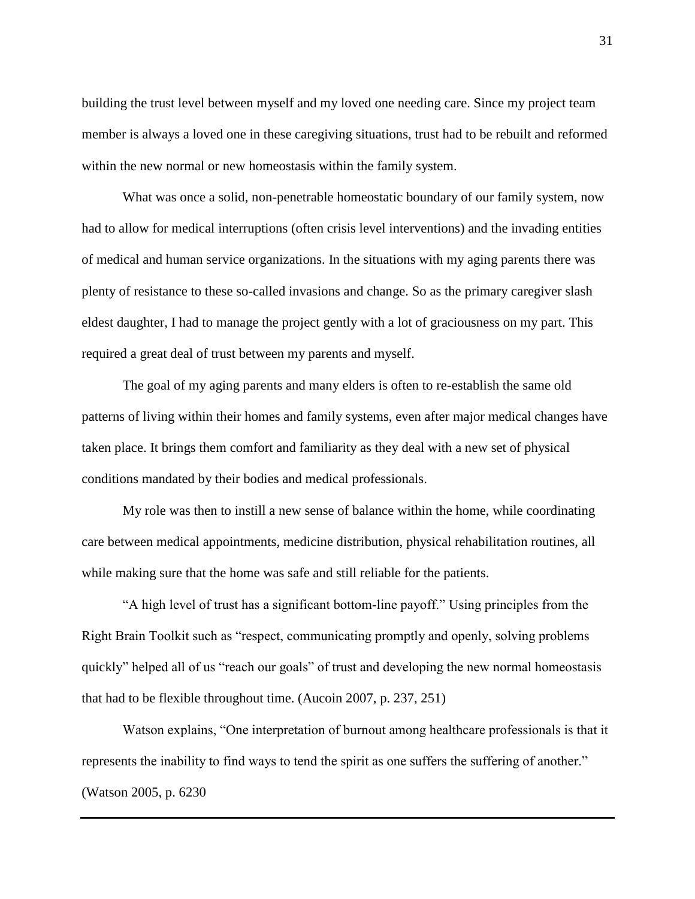building the trust level between myself and my loved one needing care. Since my project team member is always a loved one in these caregiving situations, trust had to be rebuilt and reformed within the new normal or new homeostasis within the family system.

What was once a solid, non-penetrable homeostatic boundary of our family system, now had to allow for medical interruptions (often crisis level interventions) and the invading entities of medical and human service organizations. In the situations with my aging parents there was plenty of resistance to these so-called invasions and change. So as the primary caregiver slash eldest daughter, I had to manage the project gently with a lot of graciousness on my part. This required a great deal of trust between my parents and myself.

The goal of my aging parents and many elders is often to re-establish the same old patterns of living within their homes and family systems, even after major medical changes have taken place. It brings them comfort and familiarity as they deal with a new set of physical conditions mandated by their bodies and medical professionals.

My role was then to instill a new sense of balance within the home, while coordinating care between medical appointments, medicine distribution, physical rehabilitation routines, all while making sure that the home was safe and still reliable for the patients.

"A high level of trust has a significant bottom-line payoff." Using principles from the Right Brain Toolkit such as "respect, communicating promptly and openly, solving problems quickly" helped all of us "reach our goals" of trust and developing the new normal homeostasis that had to be flexible throughout time. (Aucoin 2007, p. 237, 251)

Watson explains, "One interpretation of burnout among healthcare professionals is that it represents the inability to find ways to tend the spirit as one suffers the suffering of another." (Watson 2005, p. 6230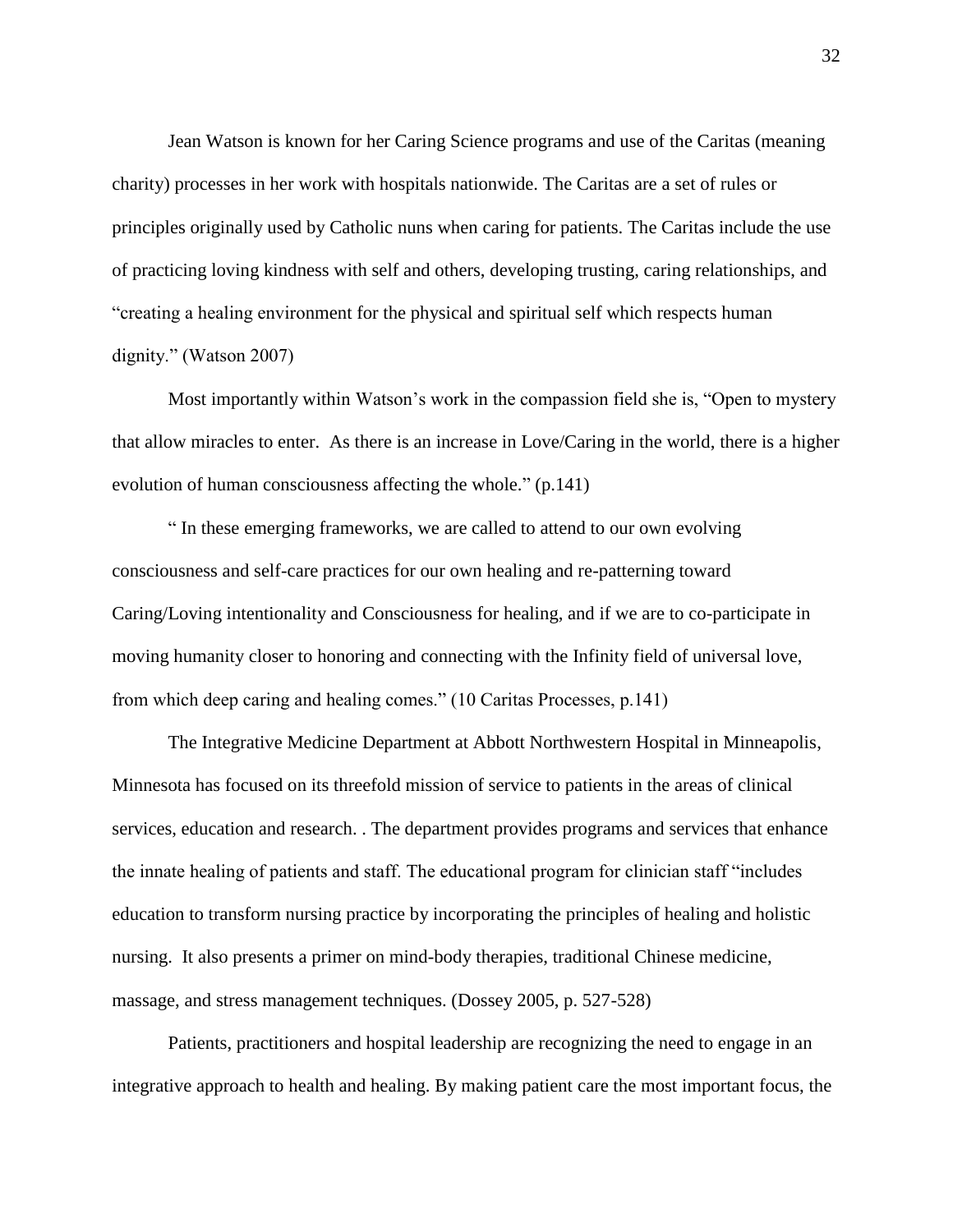Jean Watson is known for her Caring Science programs and use of the Caritas (meaning charity) processes in her work with hospitals nationwide. The Caritas are a set of rules or principles originally used by Catholic nuns when caring for patients. The Caritas include the use of practicing loving kindness with self and others, developing trusting, caring relationships, and "creating a healing environment for the physical and spiritual self which respects human dignity." (Watson 2007)

Most importantly within Watson's work in the compassion field she is, "Open to mystery that allow miracles to enter. As there is an increase in Love/Caring in the world, there is a higher evolution of human consciousness affecting the whole." (p.141)

" In these emerging frameworks, we are called to attend to our own evolving consciousness and self-care practices for our own healing and re-patterning toward Caring/Loving intentionality and Consciousness for healing, and if we are to co-participate in moving humanity closer to honoring and connecting with the Infinity field of universal love, from which deep caring and healing comes." (10 Caritas Processes, p.141)

The Integrative Medicine Department at Abbott Northwestern Hospital in Minneapolis, Minnesota has focused on its threefold mission of service to patients in the areas of clinical services, education and research. . The department provides programs and services that enhance the innate healing of patients and staff. The educational program for clinician staff "includes education to transform nursing practice by incorporating the principles of healing and holistic nursing. It also presents a primer on mind-body therapies, traditional Chinese medicine, massage, and stress management techniques. (Dossey 2005, p. 527-528)

Patients, practitioners and hospital leadership are recognizing the need to engage in an integrative approach to health and healing. By making patient care the most important focus, the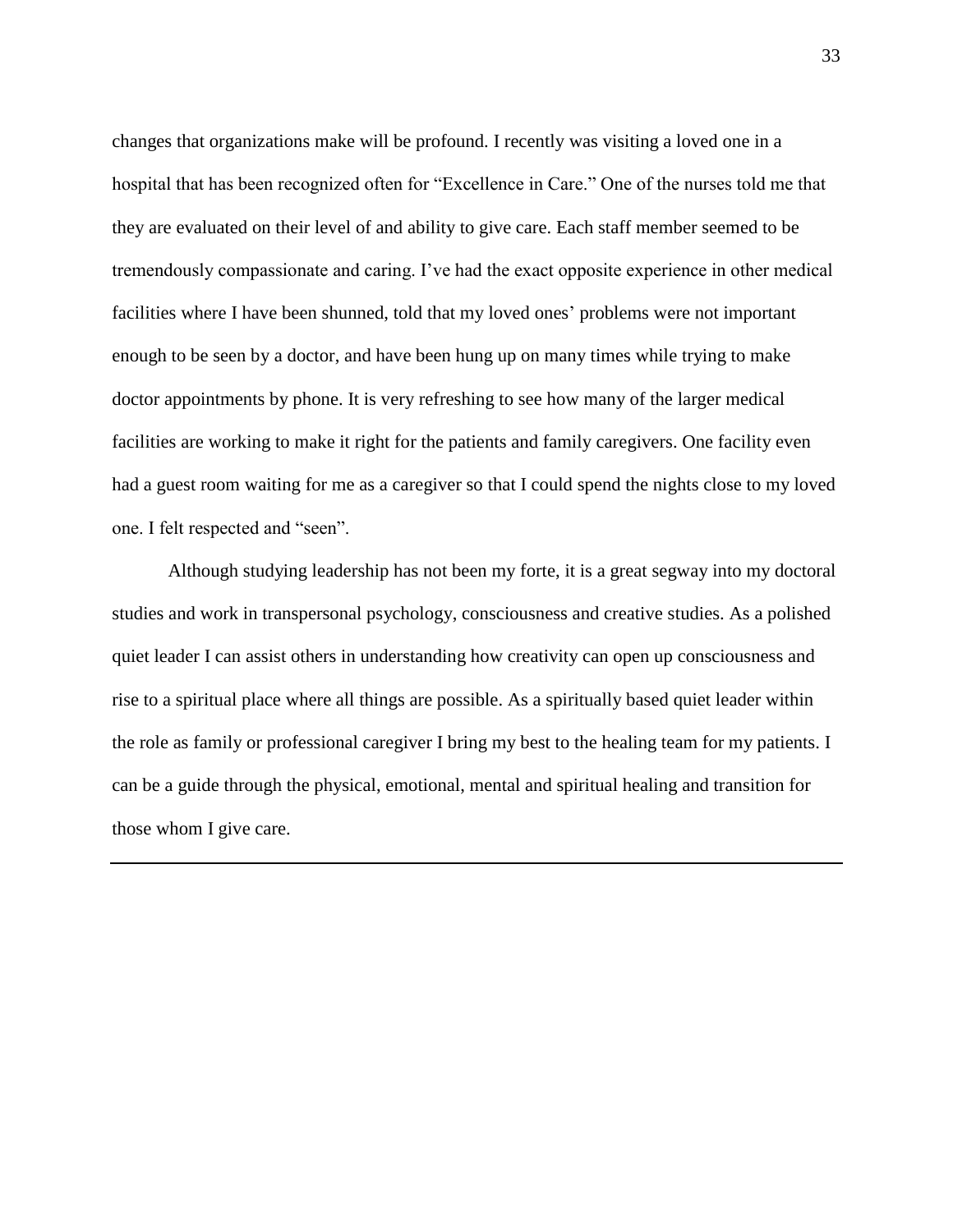changes that organizations make will be profound. I recently was visiting a loved one in a hospital that has been recognized often for "Excellence in Care." One of the nurses told me that they are evaluated on their level of and ability to give care. Each staff member seemed to be tremendously compassionate and caring. I've had the exact opposite experience in other medical facilities where I have been shunned, told that my loved ones' problems were not important enough to be seen by a doctor, and have been hung up on many times while trying to make doctor appointments by phone. It is very refreshing to see how many of the larger medical facilities are working to make it right for the patients and family caregivers. One facility even had a guest room waiting for me as a caregiver so that I could spend the nights close to my loved one. I felt respected and "seen".

Although studying leadership has not been my forte, it is a great segway into my doctoral studies and work in transpersonal psychology, consciousness and creative studies. As a polished quiet leader I can assist others in understanding how creativity can open up consciousness and rise to a spiritual place where all things are possible. As a spiritually based quiet leader within the role as family or professional caregiver I bring my best to the healing team for my patients. I can be a guide through the physical, emotional, mental and spiritual healing and transition for those whom I give care.

---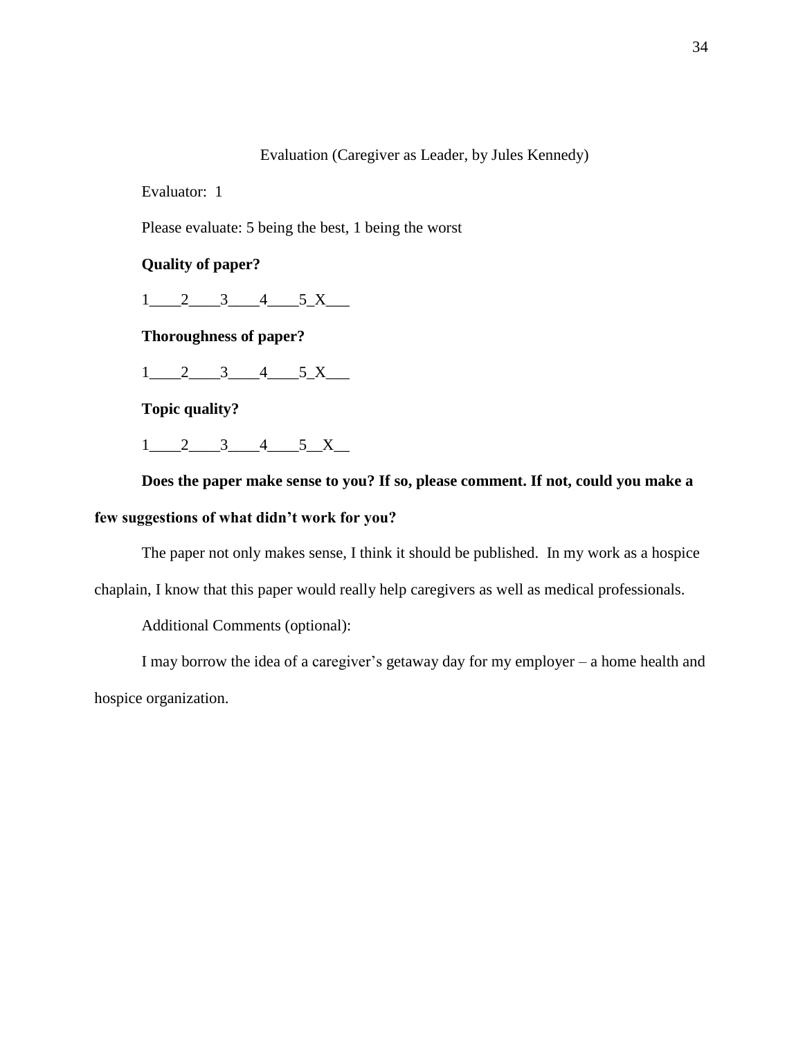Evaluation (Caregiver as Leader, by Jules Kennedy)

Evaluator: 1

Please evaluate: 5 being the best, 1 being the worst

**Quality of paper?**

1____2____3____4____5_X___

**Thoroughness of paper?**

1____2____3____4____5_X___

**Topic quality?**

1____2____3____4____5__X__

**Does the paper make sense to you? If so, please comment. If not, could you make a few suggestions of what didn't work for you?**

The paper not only makes sense, I think it should be published. In my work as a hospice chaplain, I know that this paper would really help caregivers as well as medical professionals.

Additional Comments (optional):

I may borrow the idea of a caregiver's getaway day for my employer – a home health and hospice organization.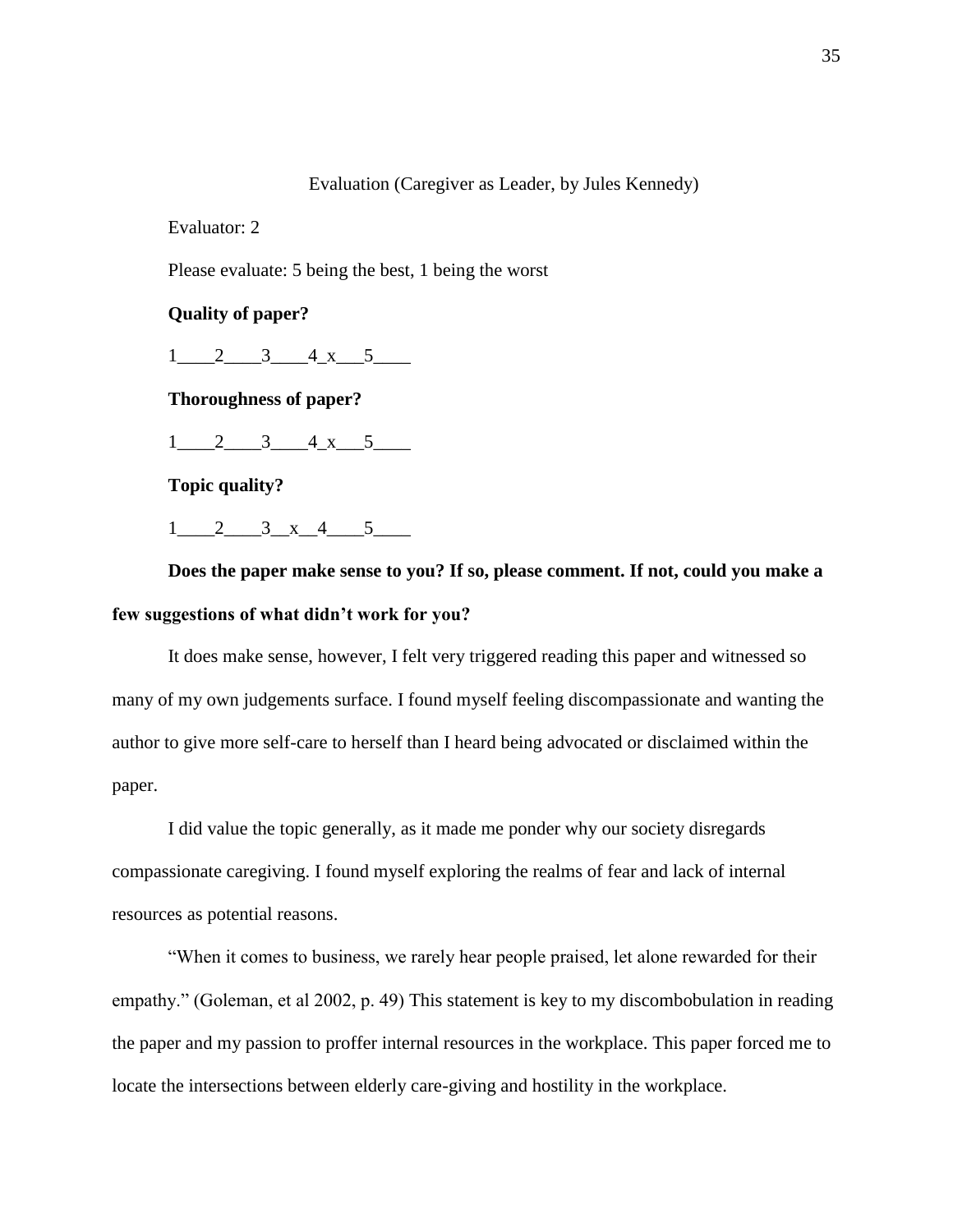Evaluation (Caregiver as Leader, by Jules Kennedy)

Evaluator: 2

Please evaluate: 5 being the best, 1 being the worst

**Quality of paper?**

1____2____3____4_x___5____

**Thoroughness of paper?**

1____2____3____4_x___5____

**Topic quality?**

1____2____3__x__4____5____

**Does the paper make sense to you? If so, please comment. If not, could you make a few suggestions of what didn't work for you?**

It does make sense, however, I felt very triggered reading this paper and witnessed so many of my own judgements surface. I found myself feeling discompassionate and wanting the author to give more self-care to herself than I heard being advocated or disclaimed within the paper.

I did value the topic generally, as it made me ponder why our society disregards compassionate caregiving. I found myself exploring the realms of fear and lack of internal resources as potential reasons.

"When it comes to business, we rarely hear people praised, let alone rewarded for their empathy." (Goleman, et al 2002, p. 49) This statement is key to my discombobulation in reading the paper and my passion to proffer internal resources in the workplace. This paper forced me to locate the intersections between elderly care-giving and hostility in the workplace.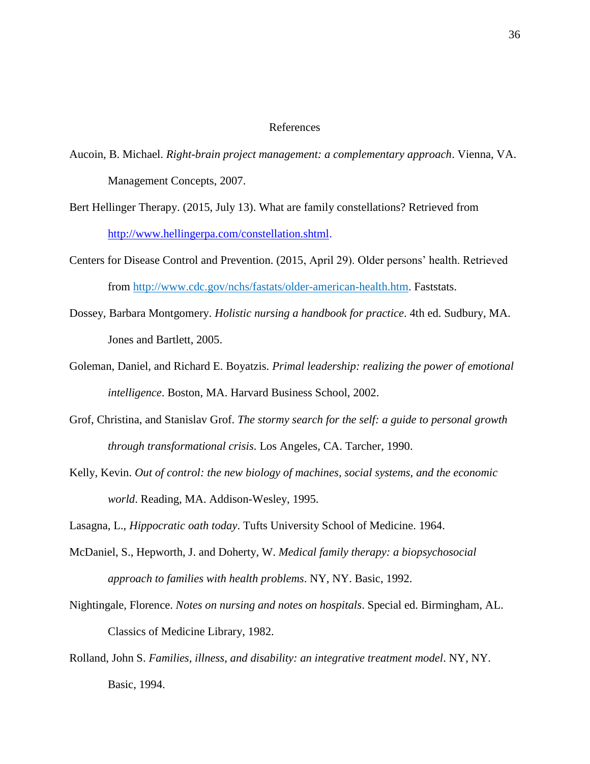# References

Aucoin, B. Michael. *Right-brain project management: a complementary approach*. Vienna, VA. Management Concepts, 2007.

Bert Hellinger Therapy. (2015, July 13). What are family constellations? Retrieved from http://www.hellingerpa.com/constellation.shtml.

Centers for Disease Control and Prevention. (2015, April 29). Older persons' health. Retrieved from http://www.cdc.gov/nchs/fastats/older-american-health.htm. Faststats.

Dossey, Barbara Montgomery. *Holistic nursing a handbook for practice*. 4th ed. Sudbury, MA. Jones and Bartlett, 2005.

Goleman, Daniel, and Richard E. Boyatzis. *Primal leadership: realizing the power of emotional intelligence*. Boston, MA. Harvard Business School, 2002.

Grof, Christina, and Stanislav Grof. *The stormy search for the self: a guide to personal growth through transformational crisis*. Los Angeles, CA. Tarcher, 1990.

Kelly, Kevin. *Out of control: the new biology of machines, social systems, and the economic world*. Reading, MA. Addison-Wesley, 1995.

Lasagna, L., *Hippocratic oath today*. Tufts University School of Medicine. 1964.

McDaniel, S., Hepworth, J. and Doherty, W. *Medical family therapy: a biopsychosocial approach to families with health problems*. NY, NY. Basic, 1992.

Nightingale, Florence. *Notes on nursing and notes on hospitals*. Special ed. Birmingham, AL. Classics of Medicine Library, 1982.

Rolland, John S. *Families, illness, and disability: an integrative treatment model*. NY, NY. Basic, 1994.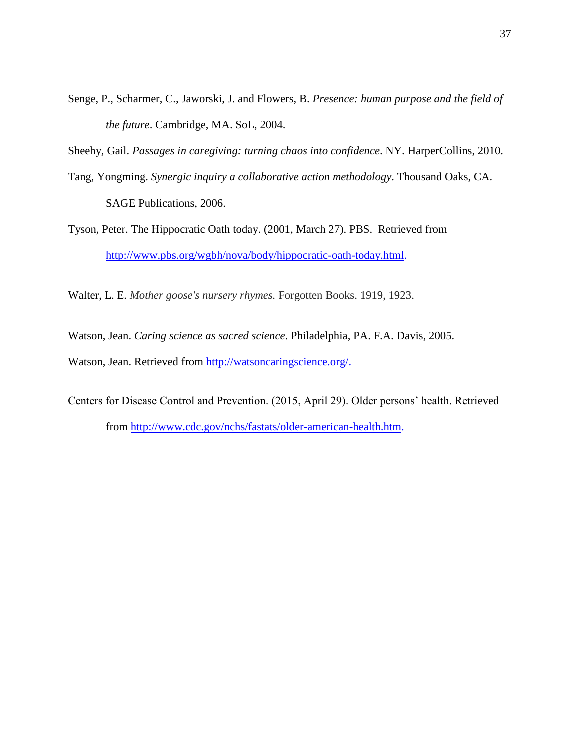Senge, P., Scharmer, C., Jaworski, J. and Flowers, B. *Presence: human purpose and the field of the future*. Cambridge, MA. SoL, 2004.

Sheehy, Gail. *Passages in caregiving: turning chaos into confidence*. NY. HarperCollins, 2010.

Tang, Yongming. *Synergic inquiry a collaborative action methodology*. Thousand Oaks, CA. SAGE Publications, 2006.

Tyson, Peter. The Hippocratic Oath today. (2001, March 27). PBS. Retrieved from http://www.pbs.org/wgbh/nova/body/hippocratic-oath-today.html.

Walter, L. E. *Mother goose's nursery rhymes.* Forgotten Books. 1919, 1923.

Watson, Jean. *Caring science as sacred science*. Philadelphia, PA. F.A. Davis, 2005.

Watson, Jean. Retrieved from http://watsoncaringscience.org/.

Centers for Disease Control and Prevention. (2015, April 29). Older persons' health. Retrieved from http://www.cdc.gov/nchs/fastats/older-american-health.htm.